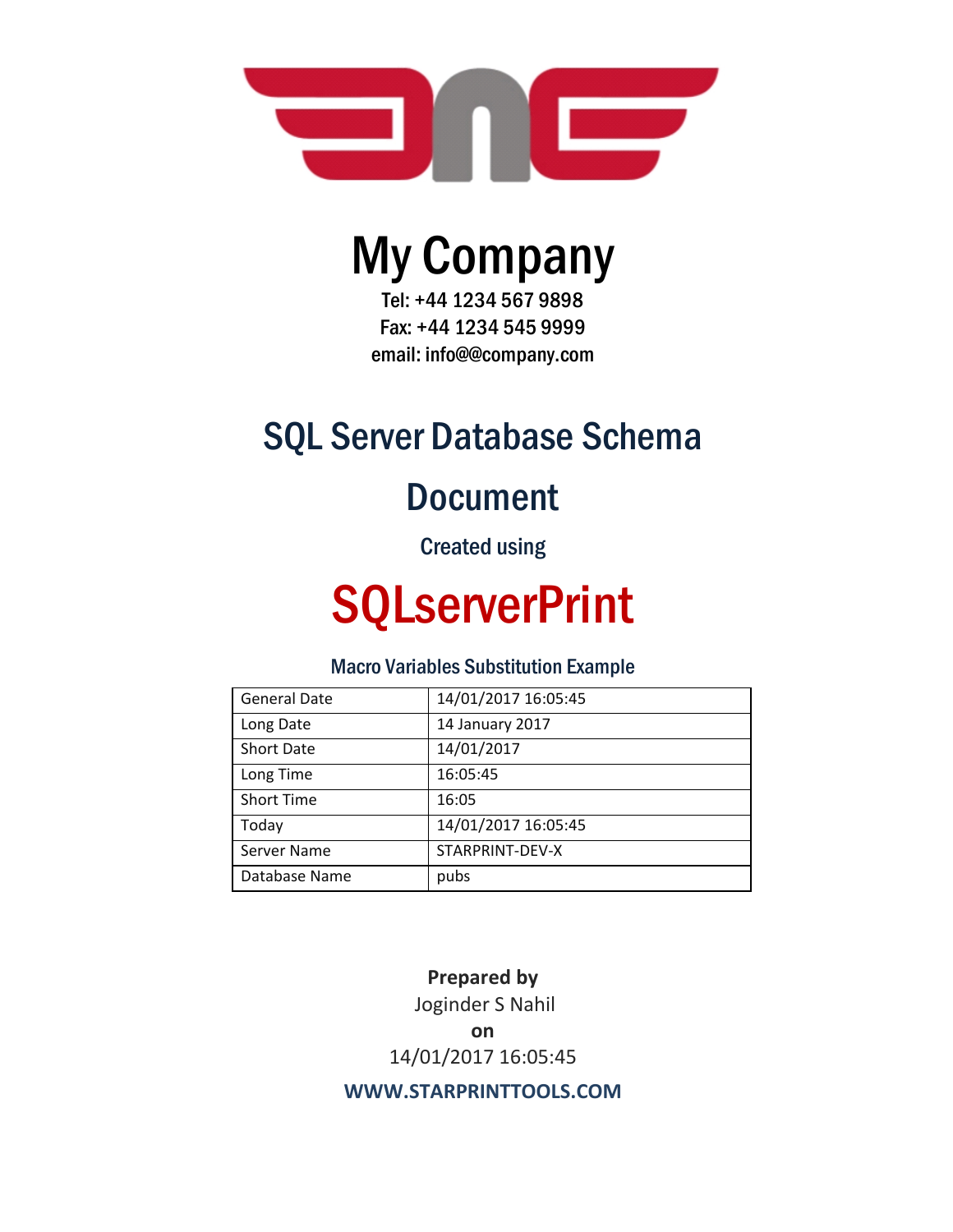# My Company

Tel: +44 1234 567 9898

Fax: +44 1234 545 9999

email: info@@company.com

## SQL Server Database Schema Document

Created using

# SQLserverPrint

### Macro Variables Substitution Example

| General Date | 14/01/2017 16:05:45 |
| --- | --- |
| Long Date | 14 January 2017 |
| Short Date | 14/01/2017 |
| Long Time | 16:05:45 |
| Short Time | 16:05 |
| Today | 14/01/2017 16:05:45 |
| Server Name | STARPRINT-DEV-X |
| Database Name | pubs |

**Prepared by**

Joginder S Nahil

**on**

14/01/2017 16:05:45

**WWW.STARPRINTTOOLS.COM**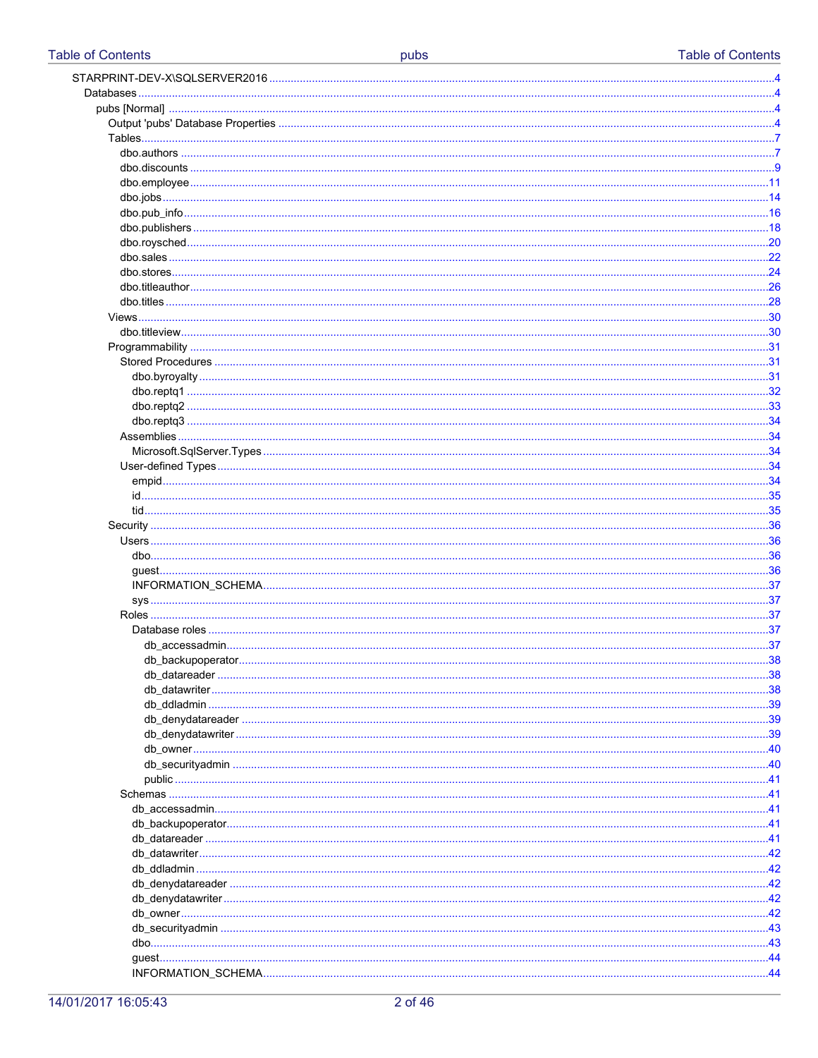- STARPRINT-DEV-X\SQLSERVER2016 ....... 4
  - Databases ....... 4
    - pubs [Normal] ....... 4
      - Output 'pubs' Database Properties ....... 4
      - Tables ....... 7
        - dbo.authors ....... 7
        - dbo.discounts ....... 9
        - dbo.employee ....... 11
        - dbo.jobs ....... 14
        - dbo.pub_info ....... 16
        - dbo.publishers ....... 18
        - dbo.roysched ....... 20
        - dbo.sales ....... 22
        - dbo.stores ....... 24
        - dbo.titleauthor ....... 26
        - dbo.titles ....... 28
      - Views ....... 30
        - dbo.titleview ....... 30
      - Programmability ....... 31
        - Stored Procedures ....... 31
          - dbo.byroyalty ....... 31
          - dbo.reptq1 ....... 32
          - dbo.reptq2 ....... 33
          - dbo.reptq3 ....... 34
        - Assemblies ....... 34
          - Microsoft.SqlServer.Types ....... 34
        - User-defined Types ....... 34
          - empid ....... 34
          - id ....... 35
          - tid ....... 35
      - Security ....... 36
        - Users ....... 36
          - dbo ....... 36
          - guest ....... 36
          - INFORMATION_SCHEMA ....... 37
          - sys ....... 37
        - Roles ....... 37
          - Database roles ....... 37
            - db_accessadmin ....... 37
            - db_backupoperator ....... 38
            - db_datareader ....... 38
            - db_datawriter ....... 38
            - db_ddladmin ....... 39
            - db_denydatareader ....... 39
            - db_denydatawriter ....... 39
            - db_owner ....... 40
            - db_securityadmin ....... 40
            - public ....... 41
        - Schemas ....... 41
          - db_accessadmin ....... 41
          - db_backupoperator ....... 41
          - db_datareader ....... 41
          - db_datawriter ....... 42
          - db_ddladmin ....... 42
          - db_denydatareader ....... 42
          - db_denydatawriter ....... 42
          - db_owner ....... 42
          - db_securityadmin ....... 43
          - dbo ....... 43
          - guest ....... 44
          - INFORMATION_SCHEMA ....... 44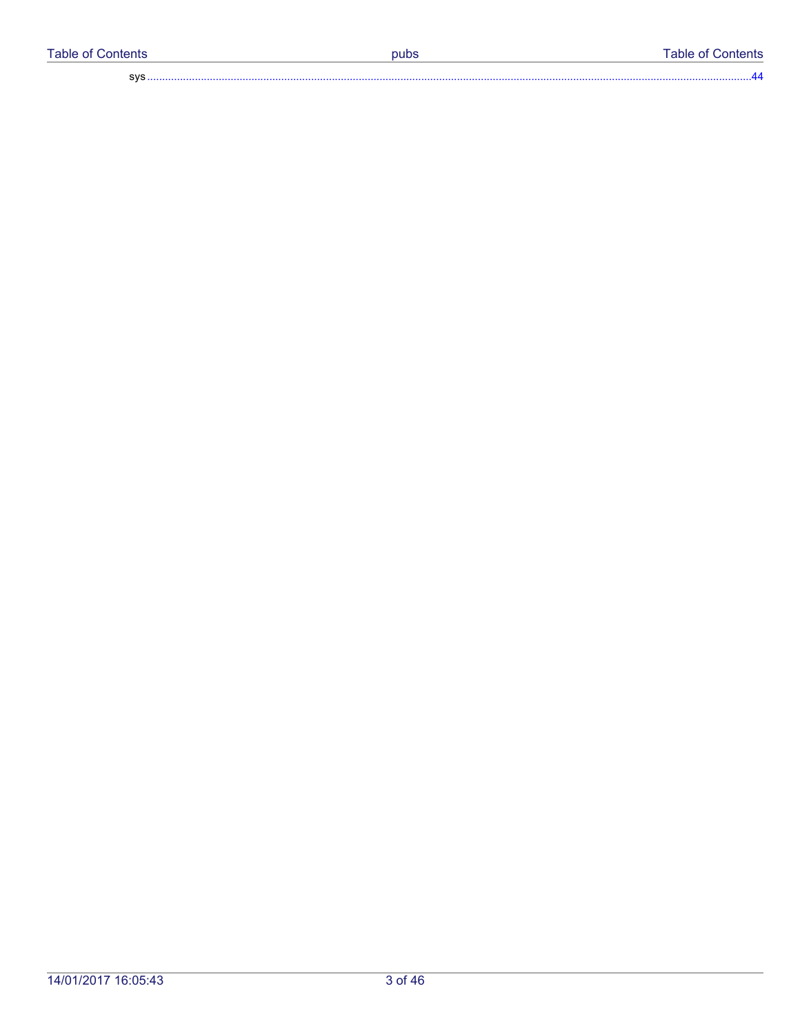sys....................................................................................................................................................................................................44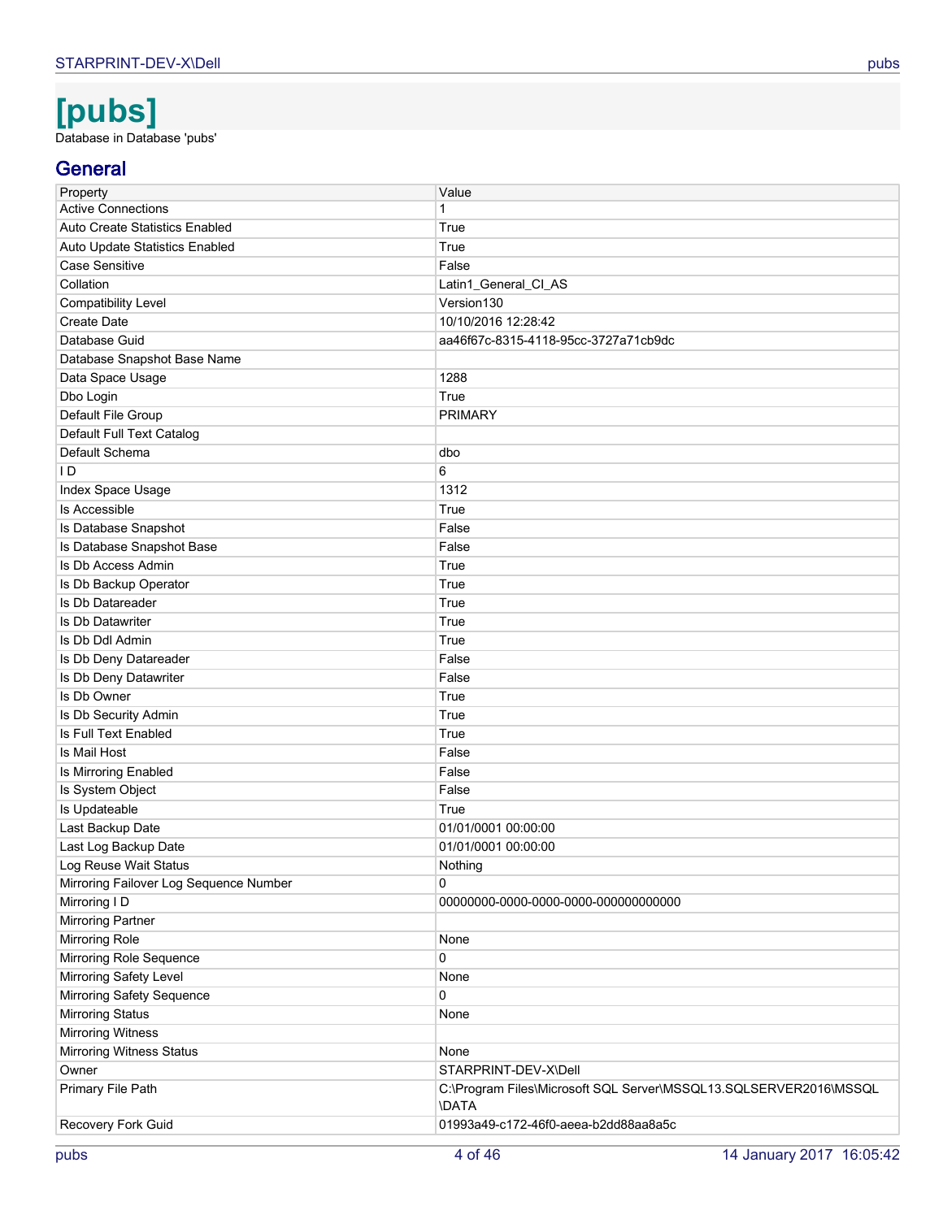# [pubs]

Database in Database 'pubs'

## General

| Property | Value |
|---|---|
| Active Connections | 1 |
| Auto Create Statistics Enabled | True |
| Auto Update Statistics Enabled | True |
| Case Sensitive | False |
| Collation | Latin1_General_CI_AS |
| Compatibility Level | Version130 |
| Create Date | 10/10/2016 12:28:42 |
| Database Guid | aa46f67c-8315-4118-95cc-3727a71cb9dc |
| Database Snapshot Base Name | |
| Data Space Usage | 1288 |
| Dbo Login | True |
| Default File Group | PRIMARY |
| Default Full Text Catalog | |
| Default Schema | dbo |
| I D | 6 |
| Index Space Usage | 1312 |
| Is Accessible | True |
| Is Database Snapshot | False |
| Is Database Snapshot Base | False |
| Is Db Access Admin | True |
| Is Db Backup Operator | True |
| Is Db Datareader | True |
| Is Db Datawriter | True |
| Is Db Ddl Admin | True |
| Is Db Deny Datareader | False |
| Is Db Deny Datawriter | False |
| Is Db Owner | True |
| Is Db Security Admin | True |
| Is Full Text Enabled | True |
| Is Mail Host | False |
| Is Mirroring Enabled | False |
| Is System Object | False |
| Is Updateable | True |
| Last Backup Date | 01/01/0001 00:00:00 |
| Last Log Backup Date | 01/01/0001 00:00:00 |
| Log Reuse Wait Status | Nothing |
| Mirroring Failover Log Sequence Number | 0 |
| Mirroring I D | 00000000-0000-0000-0000-000000000000 |
| Mirroring Partner | |
| Mirroring Role | None |
| Mirroring Role Sequence | 0 |
| Mirroring Safety Level | None |
| Mirroring Safety Sequence | 0 |
| Mirroring Status | None |
| Mirroring Witness | |
| Mirroring Witness Status | None |
| Owner | STARPRINT-DEV-X\Dell |
| Primary File Path | C:\Program Files\Microsoft SQL Server\MSSQL13.SQLSERVER2016\MSSQL\DATA |
| Recovery Fork Guid | 01993a49-c172-46f0-aeea-b2dd88aa8a5c |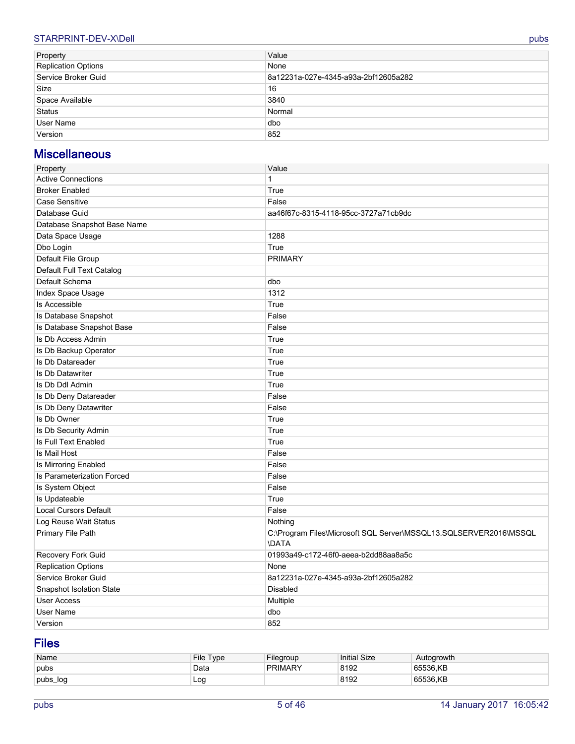| Property | Value |
| --- | --- |
| Replication Options | None |
| Service Broker Guid | 8a12231a-027e-4345-a93a-2bf12605a282 |
| Size | 16 |
| Space Available | 3840 |
| Status | Normal |
| User Name | dbo |
| Version | 852 |

## Miscellaneous

| Property | Value |
| --- | --- |
| Active Connections | 1 |
| Broker Enabled | True |
| Case Sensitive | False |
| Database Guid | aa46f67c-8315-4118-95cc-3727a71cb9dc |
| Database Snapshot Base Name | |
| Data Space Usage | 1288 |
| Dbo Login | True |
| Default File Group | PRIMARY |
| Default Full Text Catalog | |
| Default Schema | dbo |
| Index Space Usage | 1312 |
| Is Accessible | True |
| Is Database Snapshot | False |
| Is Database Snapshot Base | False |
| Is Db Access Admin | True |
| Is Db Backup Operator | True |
| Is Db Datareader | True |
| Is Db Datawriter | True |
| Is Db Ddl Admin | True |
| Is Db Deny Datareader | False |
| Is Db Deny Datawriter | False |
| Is Db Owner | True |
| Is Db Security Admin | True |
| Is Full Text Enabled | True |
| Is Mail Host | False |
| Is Mirroring Enabled | False |
| Is Parameterization Forced | False |
| Is System Object | False |
| Is Updateable | True |
| Local Cursors Default | False |
| Log Reuse Wait Status | Nothing |
| Primary File Path | C:\Program Files\Microsoft SQL Server\MSSQL13.SQLSERVER2016\MSSQL\DATA |
| Recovery Fork Guid | 01993a49-c172-46f0-aeea-b2dd88aa8a5c |
| Replication Options | None |
| Service Broker Guid | 8a12231a-027e-4345-a93a-2bf12605a282 |
| Snapshot Isolation State | Disabled |
| User Access | Multiple |
| User Name | dbo |
| Version | 852 |

## Files

| Name | File Type | Filegroup | Initial Size | Autogrowth |
| --- | --- | --- | --- | --- |
| pubs | Data | PRIMARY | 8192 | 65536,KB |
| pubs_log | Log | | 8192 | 65536,KB |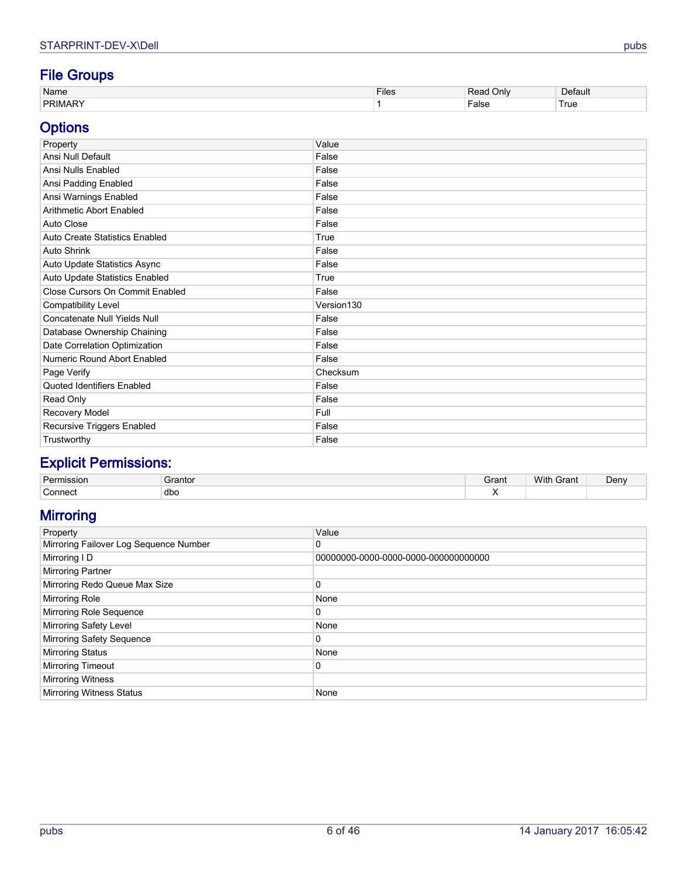## File Groups

| Name | Files | Read Only | Default |
|---|---|---|---|
| PRIMARY | 1 | False | True |

## Options

| Property | Value |
|---|---|
| Ansi Null Default | False |
| Ansi Nulls Enabled | False |
| Ansi Padding Enabled | False |
| Ansi Warnings Enabled | False |
| Arithmetic Abort Enabled | False |
| Auto Close | False |
| Auto Create Statistics Enabled | True |
| Auto Shrink | False |
| Auto Update Statistics Async | False |
| Auto Update Statistics Enabled | True |
| Close Cursors On Commit Enabled | False |
| Compatibility Level | Version130 |
| Concatenate Null Yields Null | False |
| Database Ownership Chaining | False |
| Date Correlation Optimization | False |
| Numeric Round Abort Enabled | False |
| Page Verify | Checksum |
| Quoted Identifiers Enabled | False |
| Read Only | False |
| Recovery Model | Full |
| Recursive Triggers Enabled | False |
| Trustworthy | False |

## Explicit Permissions:

| Permission | Grantor | Grant | With Grant | Deny |
|---|---|---|---|---|
| Connect | dbo | X | | |

## Mirroring

| Property | Value |
|---|---|
| Mirroring Failover Log Sequence Number | 0 |
| Mirroring I D | 00000000-0000-0000-0000-000000000000 |
| Mirroring Partner | |
| Mirroring Redo Queue Max Size | 0 |
| Mirroring Role | None |
| Mirroring Role Sequence | 0 |
| Mirroring Safety Level | None |
| Mirroring Safety Sequence | 0 |
| Mirroring Status | None |
| Mirroring Timeout | 0 |
| Mirroring Witness | |
| Mirroring Witness Status | None |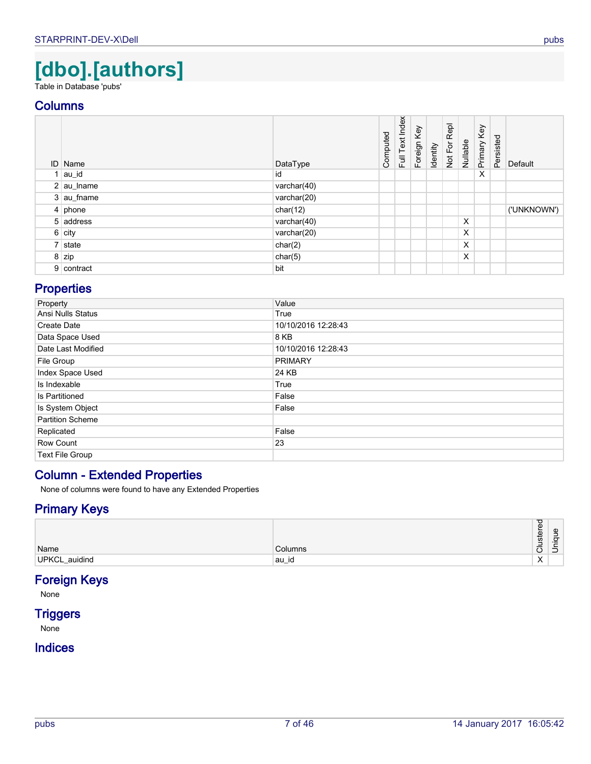# [dbo].[authors]

Table in Database 'pubs'

## Columns

| ID | Name | DataType | Computed | Full Text Index | Foreign Key | Identity | Not For Repl | Nullable | Primary Key | Persisted | Default |
|---|---|---|---|---|---|---|---|---|---|---|---|
| 1 | au_id | id | | | | | | | X | | |
| 2 | au_lname | varchar(40) | | | | | | | | | |
| 3 | au_fname | varchar(20) | | | | | | | | | |
| 4 | phone | char(12) | | | | | | | | | ('UNKNOWN') |
| 5 | address | varchar(40) | | | | | | X | | | |
| 6 | city | varchar(20) | | | | | | X | | | |
| 7 | state | char(2) | | | | | | X | | | |
| 8 | zip | char(5) | | | | | | X | | | |
| 9 | contract | bit | | | | | | | | | |

## Properties

| Property | Value |
|---|---|
| Ansi Nulls Status | True |
| Create Date | 10/10/2016 12:28:43 |
| Data Space Used | 8 KB |
| Date Last Modified | 10/10/2016 12:28:43 |
| File Group | PRIMARY |
| Index Space Used | 24 KB |
| Is Indexable | True |
| Is Partitioned | False |
| Is System Object | False |
| Partition Scheme | |
| Replicated | False |
| Row Count | 23 |
| Text File Group | |

## Column - Extended Properties

None of columns were found to have any Extended Properties

## Primary Keys

| Name | Columns | Clustered | Unique |
|---|---|---|---|
| UPKCL_auidind | au_id | X | |

## Foreign Keys

None

## Triggers

None

## Indices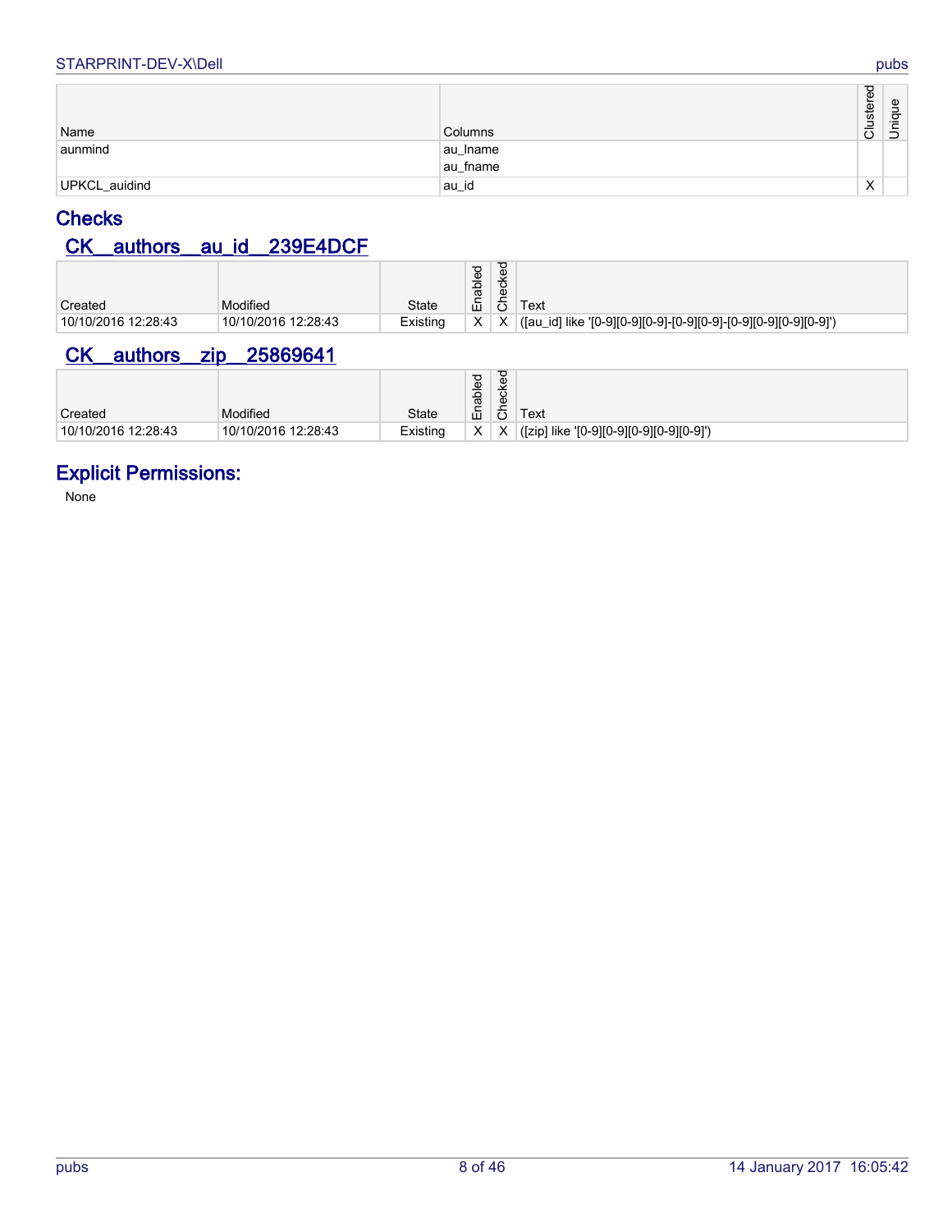| Name | Columns | Clustered | Unique |
|---|---|---|---|
| aunmind | au_lname<br>au_fname | | |
| UPKCL_auidind | au_id | X | |

## Checks

### CK__authors__au_id__239E4DCF

| Created | Modified | State | Enabled | Checked | Text |
|---|---|---|---|---|---|
| 10/10/2016 12:28:43 | 10/10/2016 12:28:43 | Existing | X | X | ([au_id] like '[0-9][0-9][0-9]-[0-9][0-9]-[0-9][0-9][0-9][0-9]') |

### CK__authors__zip__25869641

| Created | Modified | State | Enabled | Checked | Text |
|---|---|---|---|---|---|
| 10/10/2016 12:28:43 | 10/10/2016 12:28:43 | Existing | X | X | ([zip] like '[0-9][0-9][0-9][0-9][0-9]') |

## Explicit Permissions:

None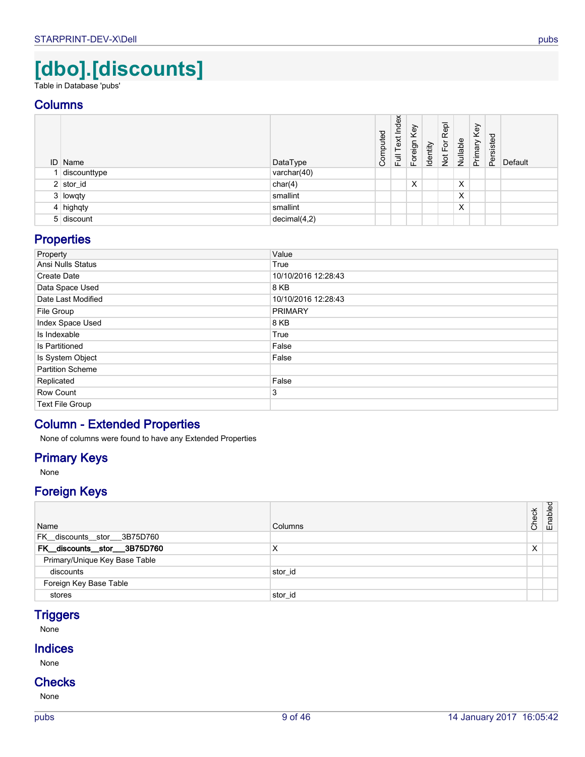# [dbo].[discounts]

Table in Database 'pubs'

## Columns

| ID | Name | DataType | Computed | Full Text Index | Foreign Key | Identity | Not For Repl | Nullable | Primary Key | Persisted | Default |
|---|---|---|---|---|---|---|---|---|---|---|---|
| 1 | discounttype | varchar(40) | | | | | | | | | |
| 2 | stor_id | char(4) | | | X | | | X | | | |
| 3 | lowqty | smallint | | | | | | X | | | |
| 4 | highqty | smallint | | | | | | X | | | |
| 5 | discount | decimal(4,2) | | | | | | | | | |

## Properties

| Property | Value |
|---|---|
| Ansi Nulls Status | True |
| Create Date | 10/10/2016 12:28:43 |
| Data Space Used | 8 KB |
| Date Last Modified | 10/10/2016 12:28:43 |
| File Group | PRIMARY |
| Index Space Used | 8 KB |
| Is Indexable | True |
| Is Partitioned | False |
| Is System Object | False |
| Partition Scheme | |
| Replicated | False |
| Row Count | 3 |
| Text File Group | |

## Column - Extended Properties

None of columns were found to have any Extended Properties

## Primary Keys

None

## Foreign Keys

| Name | Columns | Check | Enabled |
|---|---|---|---|
| FK__discounts__stor___3B75D760 | | | |
| **FK__discounts__stor___3B75D760** | X | X | |
| Primary/Unique Key Base Table | | | |
| discounts | stor_id | | |
| Foreign Key Base Table | | | |
| stores | stor_id | | |

## Triggers

None

## Indices

None

## Checks

None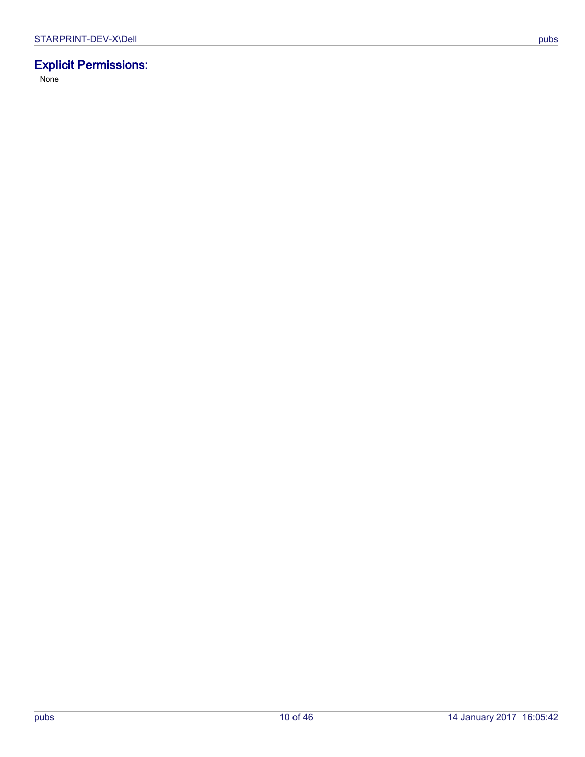## Explicit Permissions:

None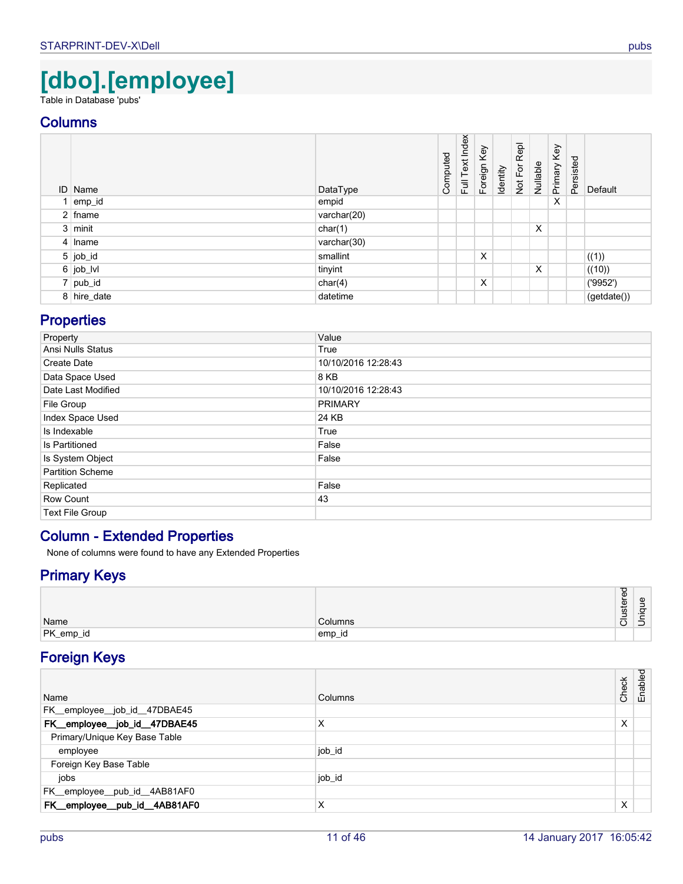# [dbo].[employee]

Table in Database 'pubs'

## Columns

| ID | Name | DataType | Computed | Full Text Index | Foreign Key | Identity | Not For Repl | Nullable | Primary Key | Persisted | Default |
|---|---|---|---|---|---|---|---|---|---|---|---|
| 1 | emp_id | empid | | | | | | | X | | |
| 2 | fname | varchar(20) | | | | | | | | | |
| 3 | minit | char(1) | | | | | | X | | | |
| 4 | lname | varchar(30) | | | | | | | | | |
| 5 | job_id | smallint | | | X | | | | | | ((1)) |
| 6 | job_lvl | tinyint | | | | | | X | | | ((10)) |
| 7 | pub_id | char(4) | | | X | | | | | | ('9952') |
| 8 | hire_date | datetime | | | | | | | | | (getdate()) |

## Properties

| Property | Value |
|---|---|
| Ansi Nulls Status | True |
| Create Date | 10/10/2016 12:28:43 |
| Data Space Used | 8 KB |
| Date Last Modified | 10/10/2016 12:28:43 |
| File Group | PRIMARY |
| Index Space Used | 24 KB |
| Is Indexable | True |
| Is Partitioned | False |
| Is System Object | False |
| Partition Scheme | |
| Replicated | False |
| Row Count | 43 |
| Text File Group | |

## Column - Extended Properties

None of columns were found to have any Extended Properties

## Primary Keys

| Name | Columns | Clustered | Unique |
|---|---|---|---|
| PK_emp_id | emp_id | | |

## Foreign Keys

| Name | Columns | Check | Enabled |
|---|---|---|---|
| FK__employee__job_id__47DBAE45 | | | |
| **FK__employee__job_id__47DBAE45** | X | X | |
| Primary/Unique Key Base Table | | | |
| employee | job_id | | |
| Foreign Key Base Table | | | |
| jobs | job_id | | |
| FK__employee__pub_id__4AB81AF0 | | | |
| **FK__employee__pub_id__4AB81AF0** | X | X | |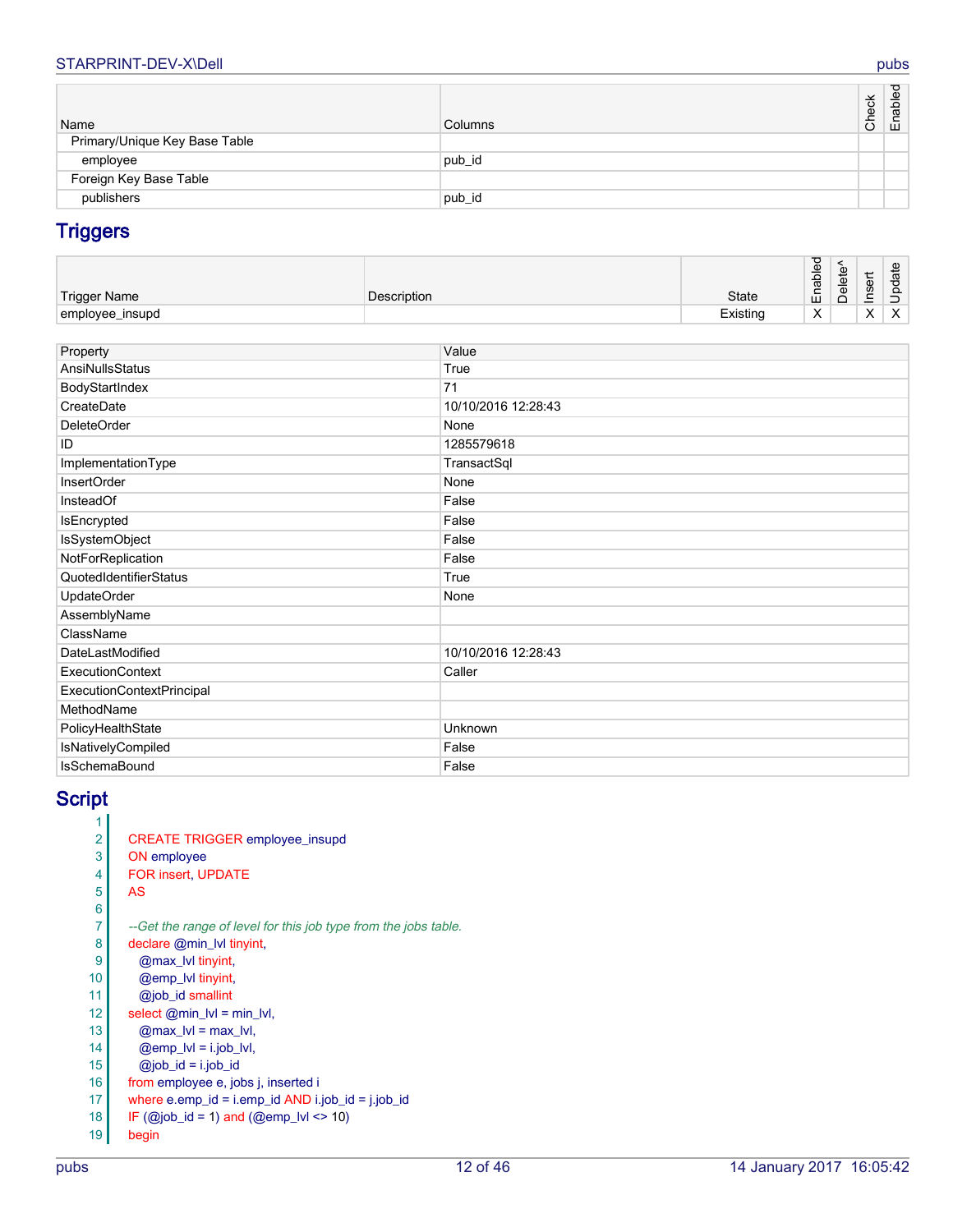| Name | Columns | Check | Enabled |
|---|---|---|---|
| Primary/Unique Key Base Table | | | |
| employee | pub_id | | |
| Foreign Key Base Table | | | |
| publishers | pub_id | | |

## Triggers

| Trigger Name | Description | State | Enabled | Delete^ | Insert | Update |
|---|---|---|---|---|---|---|
| employee_insupd | | Existing | X | | X | X |

| Property | Value |
|---|---|
| AnsiNullsStatus | True |
| BodyStartIndex | 71 |
| CreateDate | 10/10/2016 12:28:43 |
| DeleteOrder | None |
| ID | 1285579618 |
| ImplementationType | TransactSql |
| InsertOrder | None |
| InsteadOf | False |
| IsEncrypted | False |
| IsSystemObject | False |
| NotForReplication | False |
| QuotedIdentifierStatus | True |
| UpdateOrder | None |
| AssemblyName | |
| ClassName | |
| DateLastModified | 10/10/2016 12:28:43 |
| ExecutionContext | Caller |
| ExecutionContextPrincipal | |
| MethodName | |
| PolicyHealthState | Unknown |
| IsNativelyCompiled | False |
| IsSchemaBound | False |

## Script

```
1
2   CREATE TRIGGER employee_insupd
3   ON employee
4   FOR insert, UPDATE
5   AS
6
7   --Get the range of level for this job type from the jobs table.
8   declare @min_lvl tinyint,
9      @max_lvl tinyint,
10     @emp_lvl tinyint,
11     @job_id smallint
12  select @min_lvl = min_lvl,
13     @max_lvl = max_lvl,
14     @emp_lvl = i.job_lvl,
15     @job_id = i.job_id
16  from employee e, jobs j, inserted i
17  where e.emp_id = i.emp_id AND i.job_id = j.job_id
18  IF (@job_id = 1) and (@emp_lvl <> 10)
19  begin
```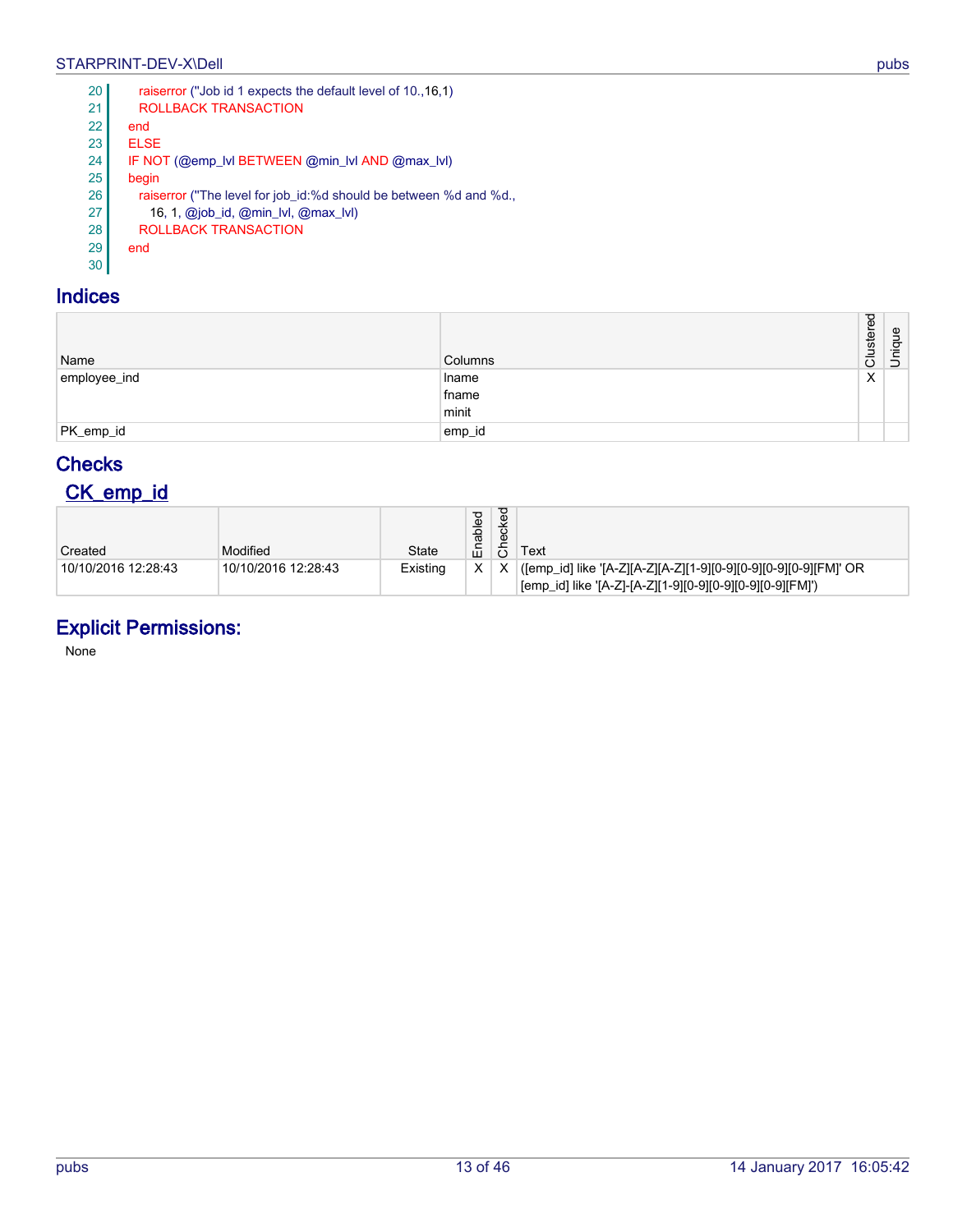```
20      raiserror ("Job id 1 expects the default level of 10.,16,1)
21      ROLLBACK TRANSACTION
22    end
23    ELSE
24    IF NOT (@emp_lvl BETWEEN @min_lvl AND @max_lvl)
25    begin
26      raiserror ("The level for job_id:%d should be between %d and %d.,
27        16, 1, @job_id, @min_lvl, @max_lvl)
28      ROLLBACK TRANSACTION
29    end
30
```

## Indices

| Name | Columns | Clustered | Unique |
|---|---|---|---|
| employee_ind | lname<br>fname<br>minit | X | |
| PK_emp_id | emp_id | | |

## Checks

### CK_emp_id

| Created | Modified | State | Enabled | Checked | Text |
|---|---|---|---|---|---|
| 10/10/2016 12:28:43 | 10/10/2016 12:28:43 | Existing | X | X | ([emp_id] like '[A-Z][A-Z][A-Z][1-9][0-9][0-9][0-9][0-9][FM]' OR [emp_id] like '[A-Z]-[A-Z][1-9][0-9][0-9][0-9][0-9][FM]') |

## Explicit Permissions:

None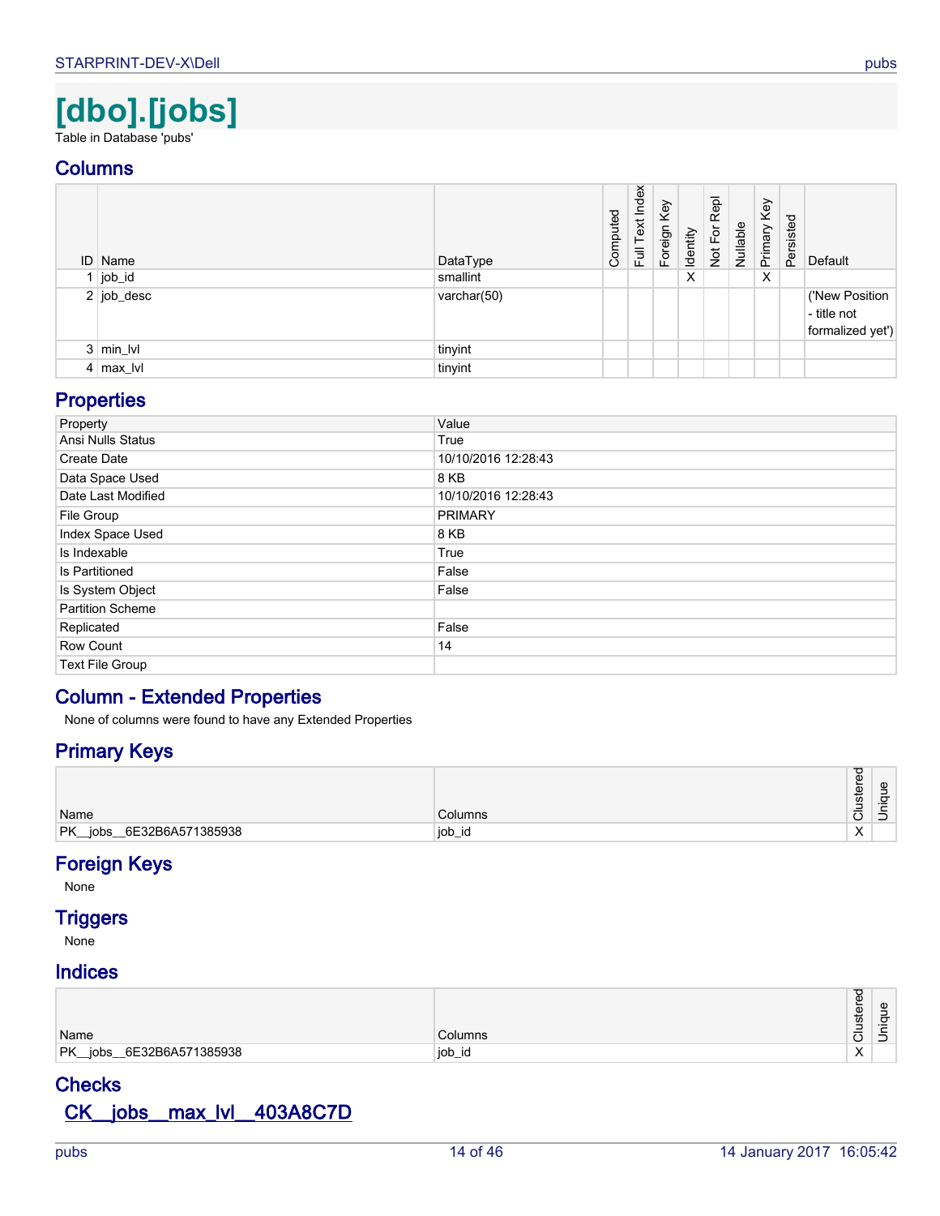# [dbo].[jobs]

Table in Database 'pubs'

## Columns

| ID | Name | DataType | Computed | Full Text Index | Foreign Key | Identity | Not For Repl | Nullable | Primary Key | Persisted | Default |
|---|---|---|---|---|---|---|---|---|---|---|---|
| 1 | job_id | smallint | | | | X | | | X | | |
| 2 | job_desc | varchar(50) | | | | | | | | | ('New Position - title not formalized yet') |
| 3 | min_lvl | tinyint | | | | | | | | | |
| 4 | max_lvl | tinyint | | | | | | | | | |

## Properties

| Property | Value |
|---|---|
| Ansi Nulls Status | True |
| Create Date | 10/10/2016 12:28:43 |
| Data Space Used | 8 KB |
| Date Last Modified | 10/10/2016 12:28:43 |
| File Group | PRIMARY |
| Index Space Used | 8 KB |
| Is Indexable | True |
| Is Partitioned | False |
| Is System Object | False |
| Partition Scheme | |
| Replicated | False |
| Row Count | 14 |
| Text File Group | |

## Column - Extended Properties

None of columns were found to have any Extended Properties

## Primary Keys

| Name | Columns | Clustered | Unique |
|---|---|---|---|
| PK__jobs__6E32B6A571385938 | job_id | X | |

## Foreign Keys

None

## Triggers

None

## Indices

| Name | Columns | Clustered | Unique |
|---|---|---|---|
| PK__jobs__6E32B6A571385938 | job_id | X | |

## Checks

### CK__jobs__max_lvl__403A8C7D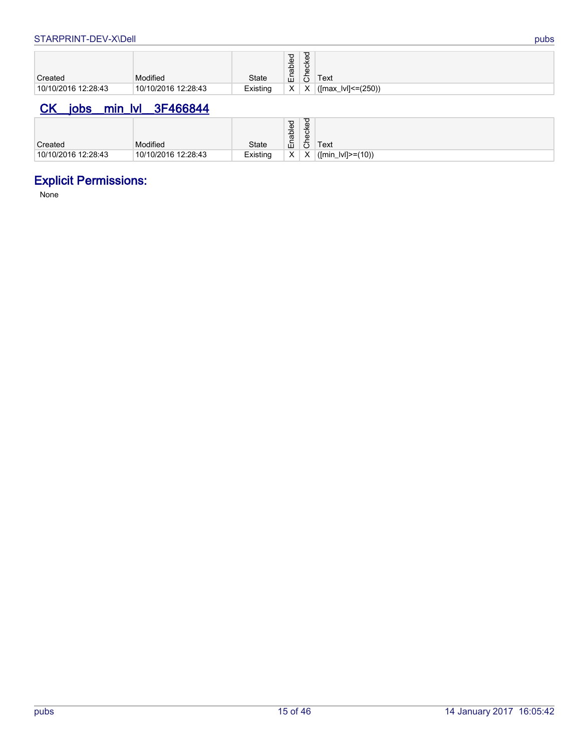| Created | Modified | State | Enabled | Checked | Text |
| --- | --- | --- | --- | --- | --- |
| 10/10/2016 12:28:43 | 10/10/2016 12:28:43 | Existing | X | X | ([max_lvl]<=(250)) |

## CK__jobs__min_lvl__3F466844

| Created | Modified | State | Enabled | Checked | Text |
| --- | --- | --- | --- | --- | --- |
| 10/10/2016 12:28:43 | 10/10/2016 12:28:43 | Existing | X | X | ([min_lvl]>=(10)) |

# Explicit Permissions:

None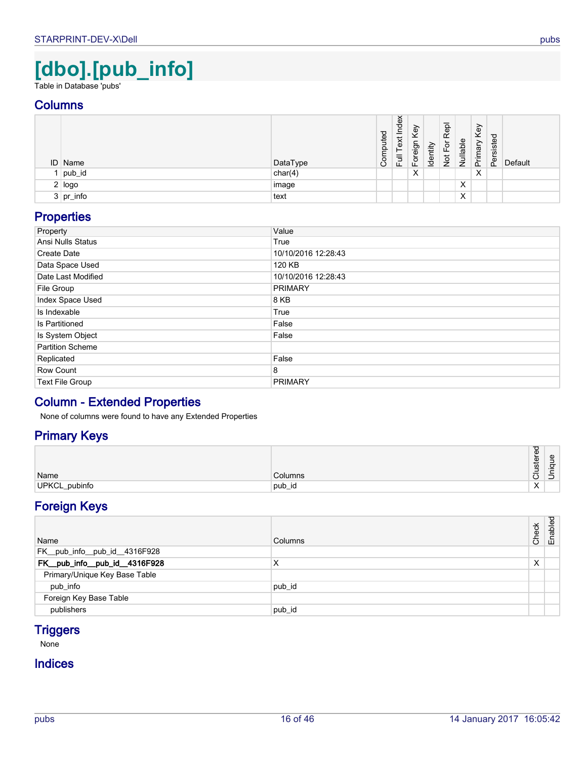# [dbo].[pub_info]

Table in Database 'pubs'

## Columns

| ID | Name | DataType | Computed | Full Text Index | Foreign Key | Identity | Not For Repl | Nullable | Primary Key | Persisted | Default |
|---|---|---|---|---|---|---|---|---|---|---|---|
| 1 | pub_id | char(4) | | | X | | | | X | | |
| 2 | logo | image | | | | | | X | | | |
| 3 | pr_info | text | | | | | | X | | | |

## Properties

| Property | Value |
|---|---|
| Ansi Nulls Status | True |
| Create Date | 10/10/2016 12:28:43 |
| Data Space Used | 120 KB |
| Date Last Modified | 10/10/2016 12:28:43 |
| File Group | PRIMARY |
| Index Space Used | 8 KB |
| Is Indexable | True |
| Is Partitioned | False |
| Is System Object | False |
| Partition Scheme | |
| Replicated | False |
| Row Count | 8 |
| Text File Group | PRIMARY |

## Column - Extended Properties

None of columns were found to have any Extended Properties

## Primary Keys

| Name | Columns | Clustered | Unique |
|---|---|---|---|
| UPKCL_pubinfo | pub_id | X | |

## Foreign Keys

| Name | Columns | Check | Enabled |
|---|---|---|---|
| FK__pub_info__pub_id__4316F928 | | | |
| **FK__pub_info__pub_id__4316F928** | X | X | |
| Primary/Unique Key Base Table | | | |
| pub_info | pub_id | | |
| Foreign Key Base Table | | | |
| publishers | pub_id | | |

## Triggers

None

## Indices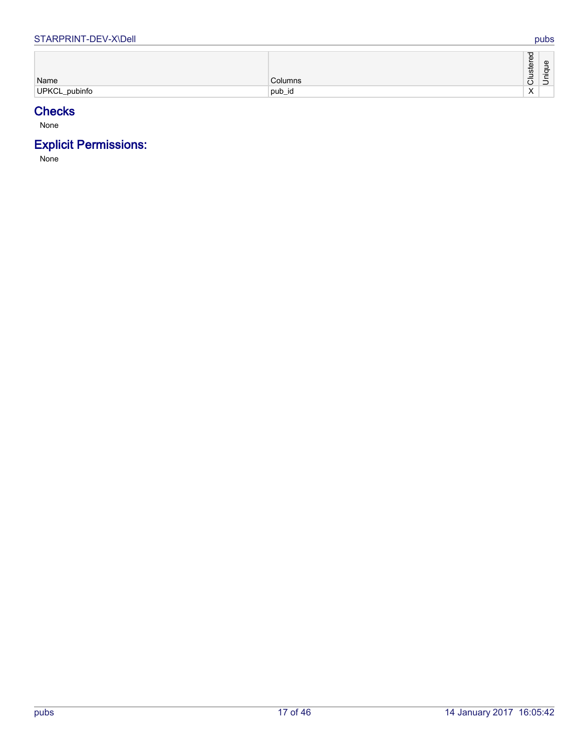| Name | Columns | Clustered | Unique |
| --- | --- | --- | --- |
| UPKCL_pubinfo | pub_id | X | |

## Checks

None

## Explicit Permissions:

None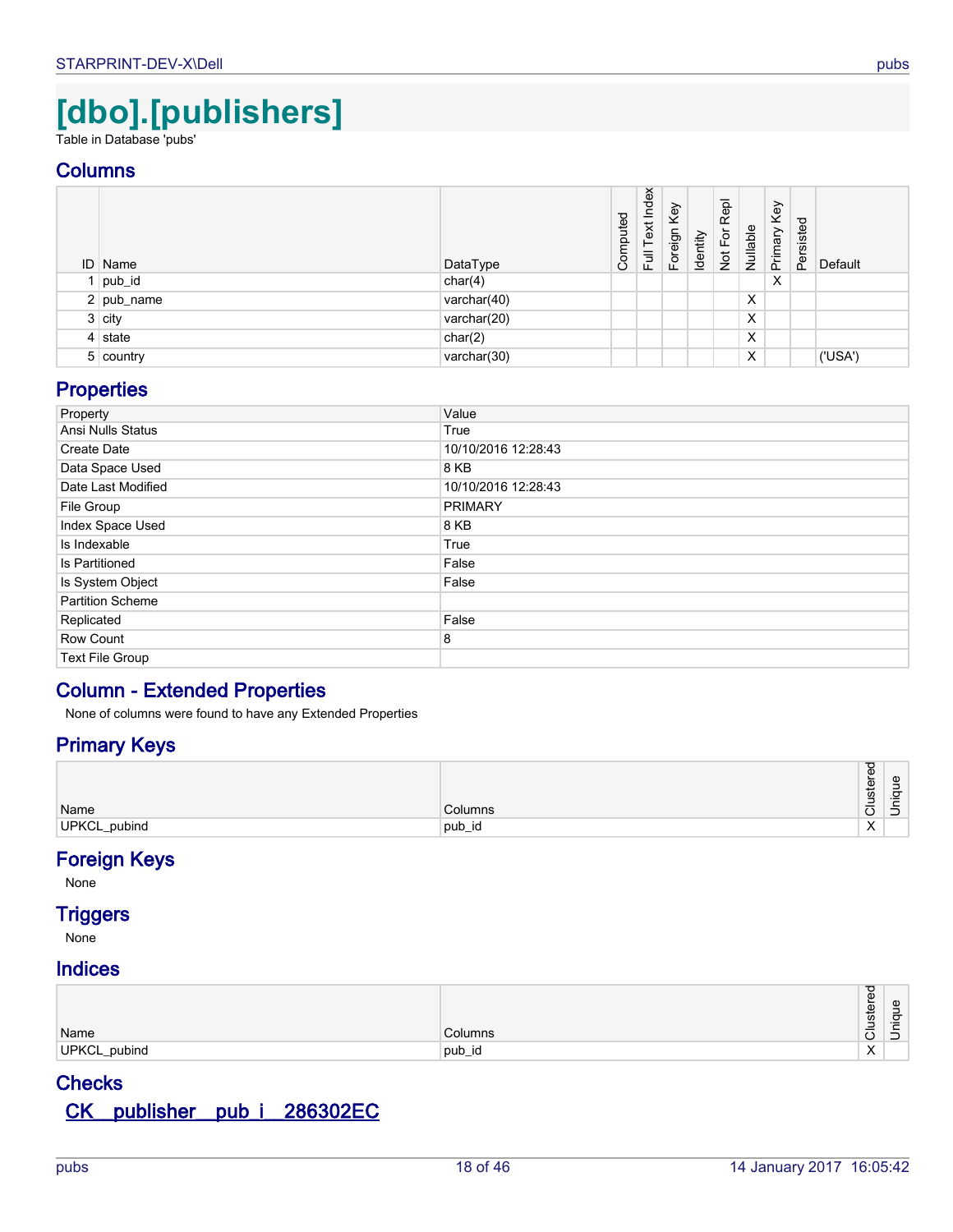# [dbo].[publishers]

Table in Database 'pubs'

## Columns

| ID | Name | DataType | Computed | Full Text Index | Foreign Key | Identity | Not For Repl | Nullable | Primary Key | Persisted | Default |
|---|---|---|---|---|---|---|---|---|---|---|---|
| 1 | pub_id | char(4) | | | | | | | X | | |
| 2 | pub_name | varchar(40) | | | | | | X | | | |
| 3 | city | varchar(20) | | | | | | X | | | |
| 4 | state | char(2) | | | | | | X | | | |
| 5 | country | varchar(30) | | | | | | X | | | ('USA') |

## Properties

| Property | Value |
|---|---|
| Ansi Nulls Status | True |
| Create Date | 10/10/2016 12:28:43 |
| Data Space Used | 8 KB |
| Date Last Modified | 10/10/2016 12:28:43 |
| File Group | PRIMARY |
| Index Space Used | 8 KB |
| Is Indexable | True |
| Is Partitioned | False |
| Is System Object | False |
| Partition Scheme | |
| Replicated | False |
| Row Count | 8 |
| Text File Group | |

## Column - Extended Properties

None of columns were found to have any Extended Properties

## Primary Keys

| Name | Columns | Clustered | Unique |
|---|---|---|---|
| UPKCL_pubind | pub_id | X | |

## Foreign Keys

None

## Triggers

None

## Indices

| Name | Columns | Clustered | Unique |
|---|---|---|---|
| UPKCL_pubind | pub_id | X | |

## Checks

### CK__publisher__pub_i__286302EC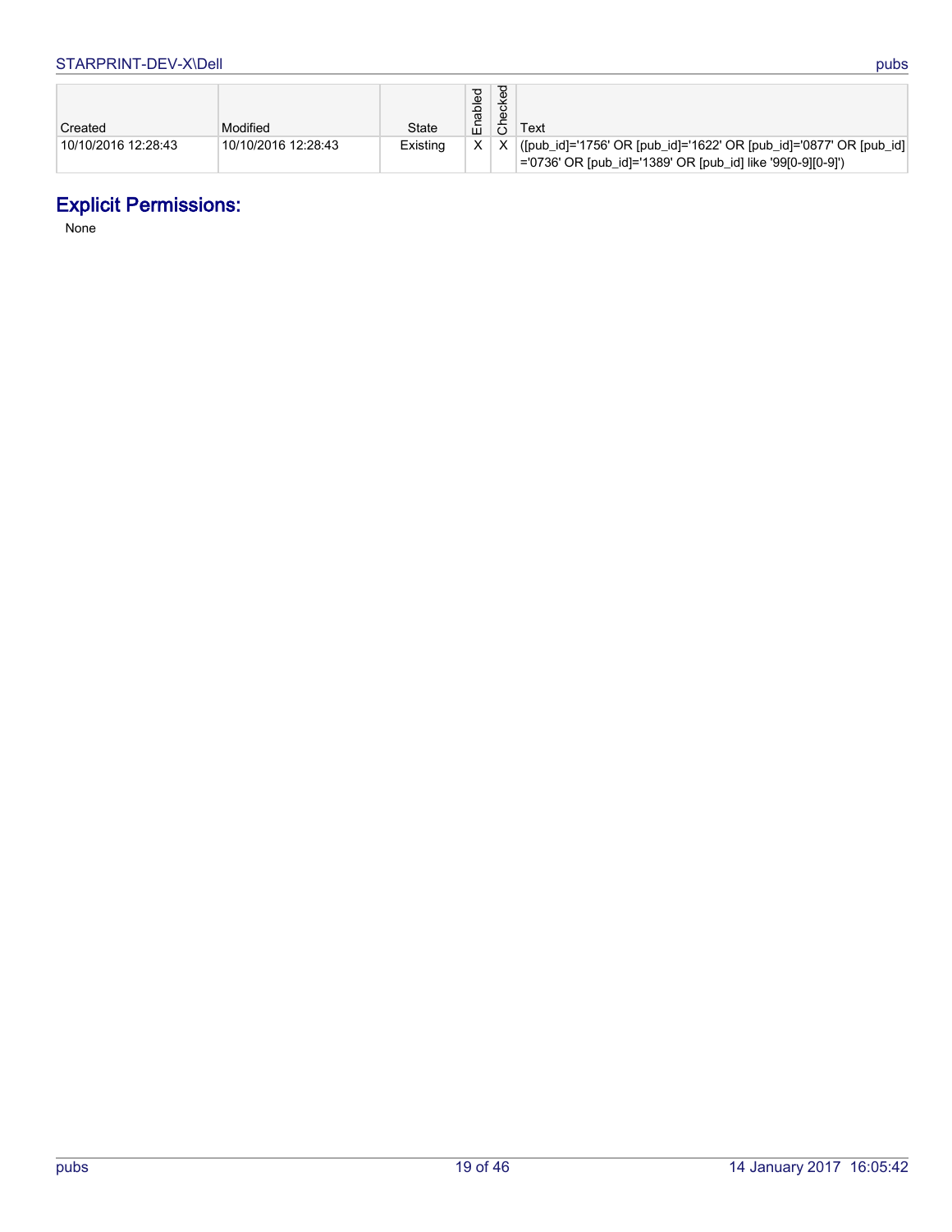| Created | Modified | State | Enabled | Checked | Text |
|---|---|---|---|---|---|
| 10/10/2016 12:28:43 | 10/10/2016 12:28:43 | Existing | X | X | ([pub_id]='1756' OR [pub_id]='1622' OR [pub_id]='0877' OR [pub_id]='0736' OR [pub_id]='1389' OR [pub_id] like '99[0-9][0-9]') |

## Explicit Permissions:

None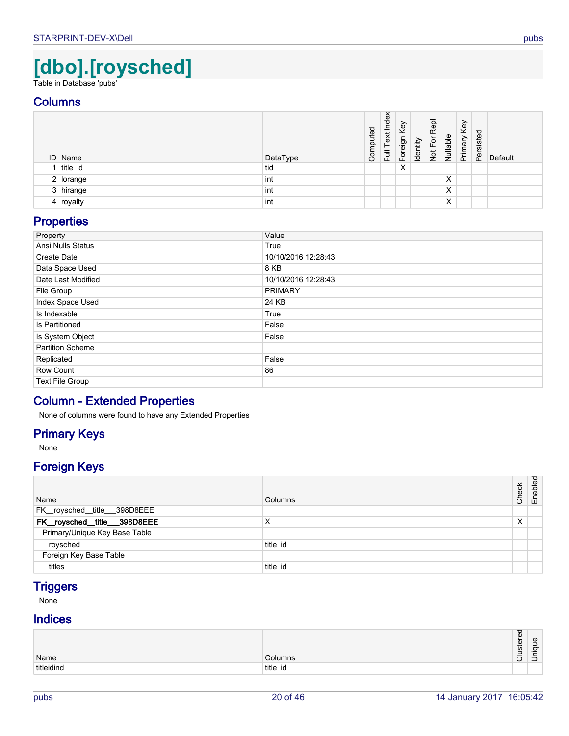# [dbo].[roysched]

Table in Database 'pubs'

## Columns

| ID | Name | DataType | Computed | Full Text Index | Foreign Key | Identity | Not For Repl | Nullable | Primary Key | Persisted | Default |
|---|---|---|---|---|---|---|---|---|---|---|---|
| 1 | title_id | tid | | | X | | | | | | |
| 2 | lorange | int | | | | | | X | | | |
| 3 | hirange | int | | | | | | X | | | |
| 4 | royalty | int | | | | | | X | | | |

## Properties

| Property | Value |
|---|---|
| Ansi Nulls Status | True |
| Create Date | 10/10/2016 12:28:43 |
| Data Space Used | 8 KB |
| Date Last Modified | 10/10/2016 12:28:43 |
| File Group | PRIMARY |
| Index Space Used | 24 KB |
| Is Indexable | True |
| Is Partitioned | False |
| Is System Object | False |
| Partition Scheme | |
| Replicated | False |
| Row Count | 86 |
| Text File Group | |

## Column - Extended Properties

None of columns were found to have any Extended Properties

## Primary Keys

None

## Foreign Keys

| Name | Columns | Check | Enabled |
|---|---|---|---|
| FK__roysched__title___398D8EEE | | | |
| **FK__roysched__title___398D8EEE** | X | X | |
| Primary/Unique Key Base Table | | | |
| roysched | title_id | | |
| Foreign Key Base Table | | | |
| titles | title_id | | |

## Triggers

None

## Indices

| Name | Columns | Clustered | Unique |
|---|---|---|---|
| titleidind | title_id | | |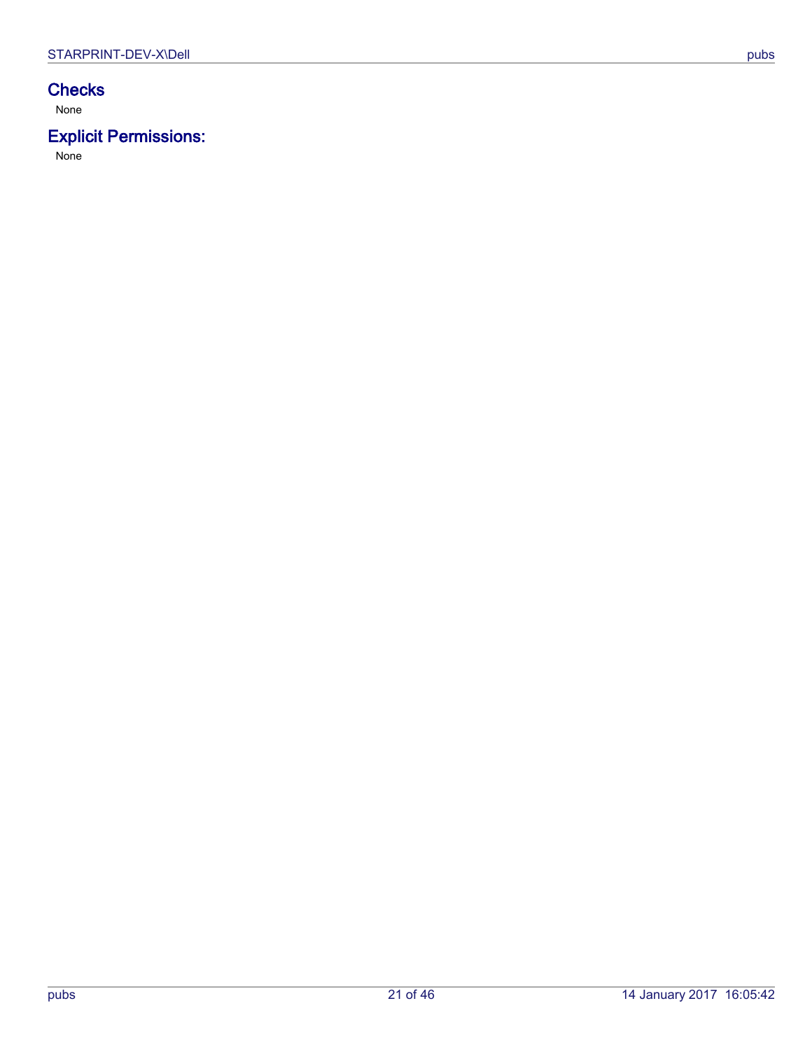## Checks

None

## Explicit Permissions:

None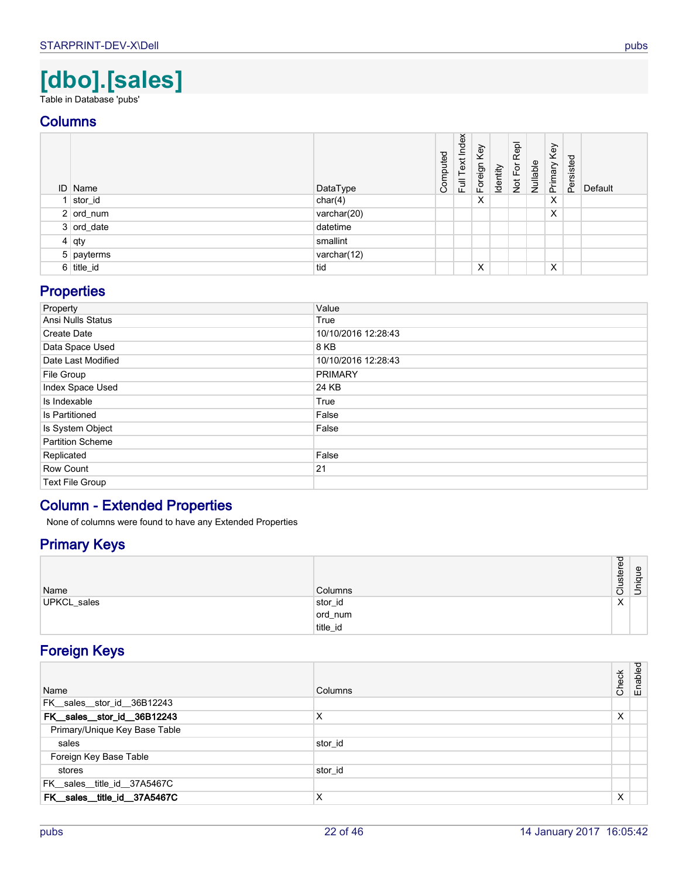# [dbo].[sales]

Table in Database 'pubs'

## Columns

| ID | Name | DataType | Computed | Full Text Index | Foreign Key | Identity | Not For Repl | Nullable | Primary Key | Persisted | Default |
|---|---|---|---|---|---|---|---|---|---|---|---|
| 1 | stor_id | char(4) | | | X | | | | X | | |
| 2 | ord_num | varchar(20) | | | | | | | X | | |
| 3 | ord_date | datetime | | | | | | | | | |
| 4 | qty | smallint | | | | | | | | | |
| 5 | payterms | varchar(12) | | | | | | | | | |
| 6 | title_id | tid | | | X | | | | X | | |

## Properties

| Property | Value |
|---|---|
| Ansi Nulls Status | True |
| Create Date | 10/10/2016 12:28:43 |
| Data Space Used | 8 KB |
| Date Last Modified | 10/10/2016 12:28:43 |
| File Group | PRIMARY |
| Index Space Used | 24 KB |
| Is Indexable | True |
| Is Partitioned | False |
| Is System Object | False |
| Partition Scheme | |
| Replicated | False |
| Row Count | 21 |
| Text File Group | |

## Column - Extended Properties

None of columns were found to have any Extended Properties

## Primary Keys

| Name | Columns | Clustered | Unique |
|---|---|---|---|
| UPKCL_sales | stor_id<br>ord_num<br>title_id | X | |

## Foreign Keys

| Name | Columns | Check | Enabled |
|---|---|---|---|
| FK__sales__stor_id__36B12243 | | | |
| **FK__sales__stor_id__36B12243** | X | X | |
| Primary/Unique Key Base Table | | | |
| sales | stor_id | | |
| Foreign Key Base Table | | | |
| stores | stor_id | | |
| FK__sales__title_id__37A5467C | | | |
| **FK__sales__title_id__37A5467C** | X | X | |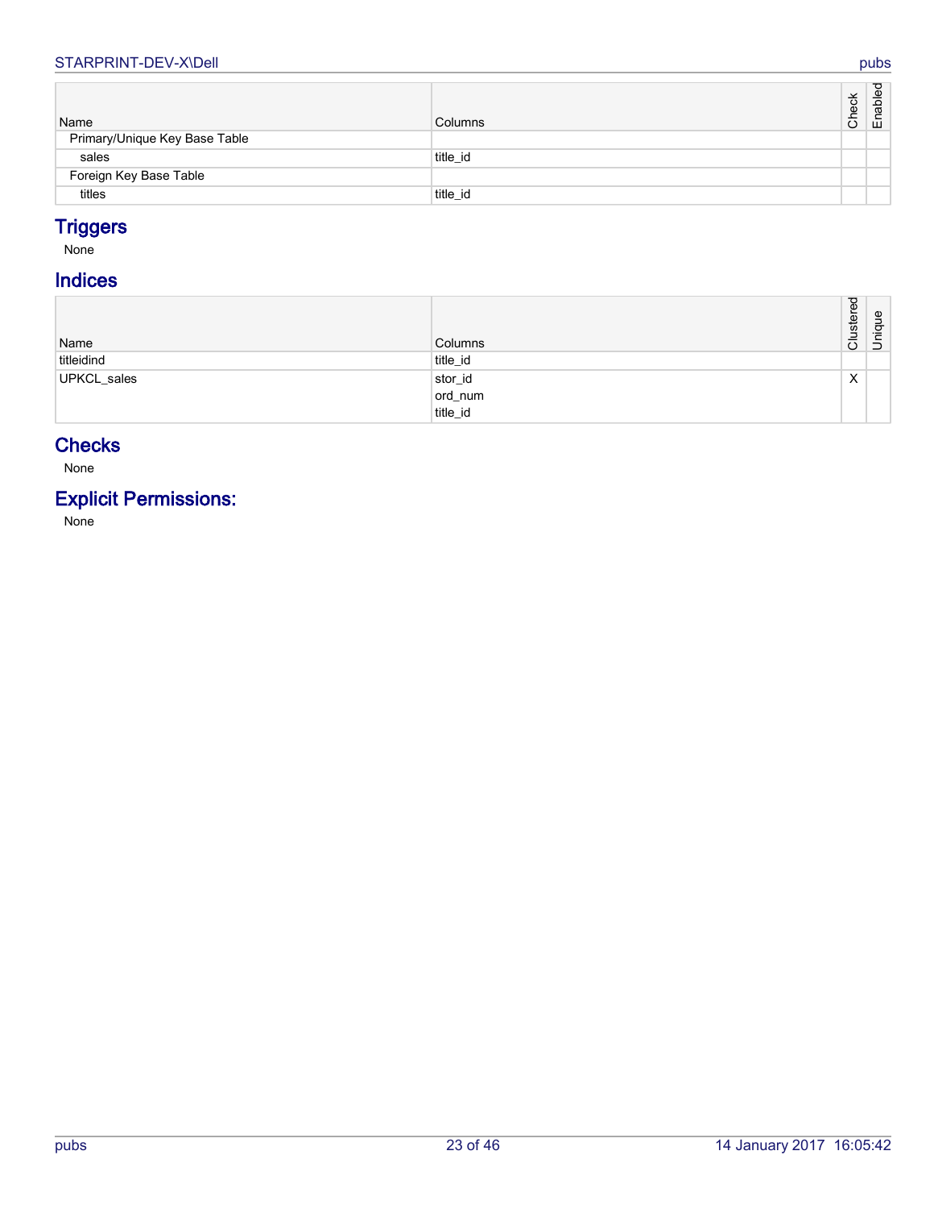| Name | Columns | Check | Enabled |
| --- | --- | --- | --- |
| Primary/Unique Key Base Table | | | |
| sales | title_id | | |
| Foreign Key Base Table | | | |
| titles | title_id | | |

## Triggers

None

## Indices

| Name | Columns | Clustered | Unique |
| --- | --- | --- | --- |
| titleidind | title_id | | |
| UPKCL_sales | stor_id<br>ord_num<br>title_id | X | |

## Checks

None

## Explicit Permissions:

None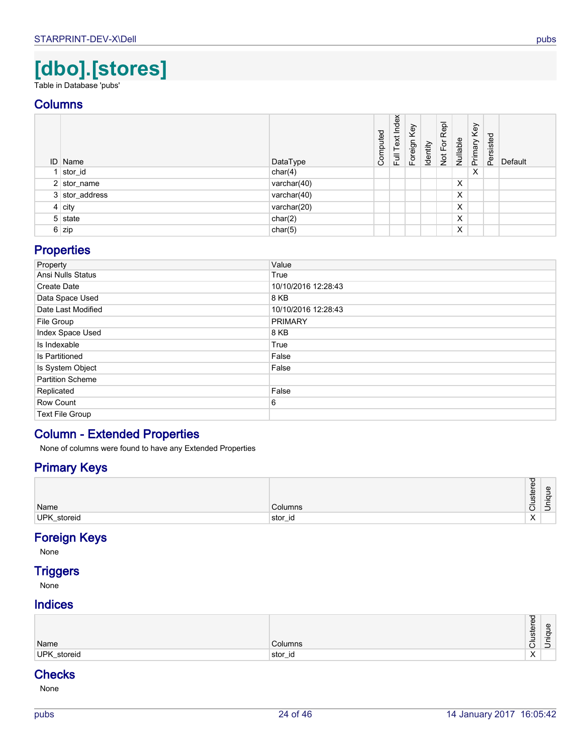# [dbo].[stores]

Table in Database 'pubs'

## Columns

| ID | Name | DataType | Computed | Full Text Index | Foreign Key | Identity | Not For Repl | Nullable | Primary Key | Persisted | Default |
|---|---|---|---|---|---|---|---|---|---|---|---|
| 1 | stor_id | char(4) | | | | | | | X | | |
| 2 | stor_name | varchar(40) | | | | | | X | | | |
| 3 | stor_address | varchar(40) | | | | | | X | | | |
| 4 | city | varchar(20) | | | | | | X | | | |
| 5 | state | char(2) | | | | | | X | | | |
| 6 | zip | char(5) | | | | | | X | | | |

## Properties

| Property | Value |
|---|---|
| Ansi Nulls Status | True |
| Create Date | 10/10/2016 12:28:43 |
| Data Space Used | 8 KB |
| Date Last Modified | 10/10/2016 12:28:43 |
| File Group | PRIMARY |
| Index Space Used | 8 KB |
| Is Indexable | True |
| Is Partitioned | False |
| Is System Object | False |
| Partition Scheme | |
| Replicated | False |
| Row Count | 6 |
| Text File Group | |

## Column - Extended Properties

None of columns were found to have any Extended Properties

## Primary Keys

| Name | Columns | Clustered | Unique |
|---|---|---|---|
| UPK_storeid | stor_id | X | |

## Foreign Keys

None

## Triggers

None

## Indices

| Name | Columns | Clustered | Unique |
|---|---|---|---|
| UPK_storeid | stor_id | X | |

## Checks

None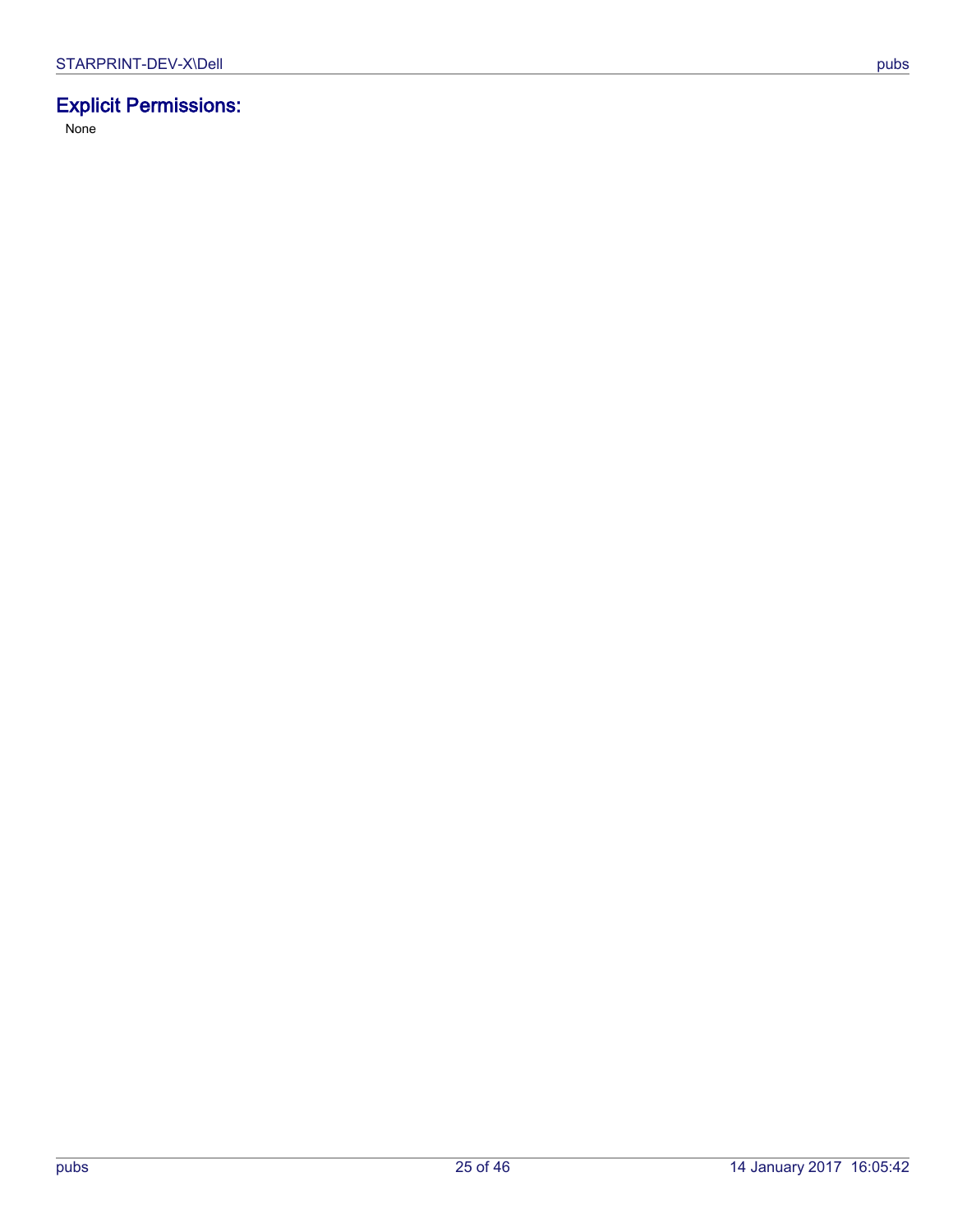## Explicit Permissions:

None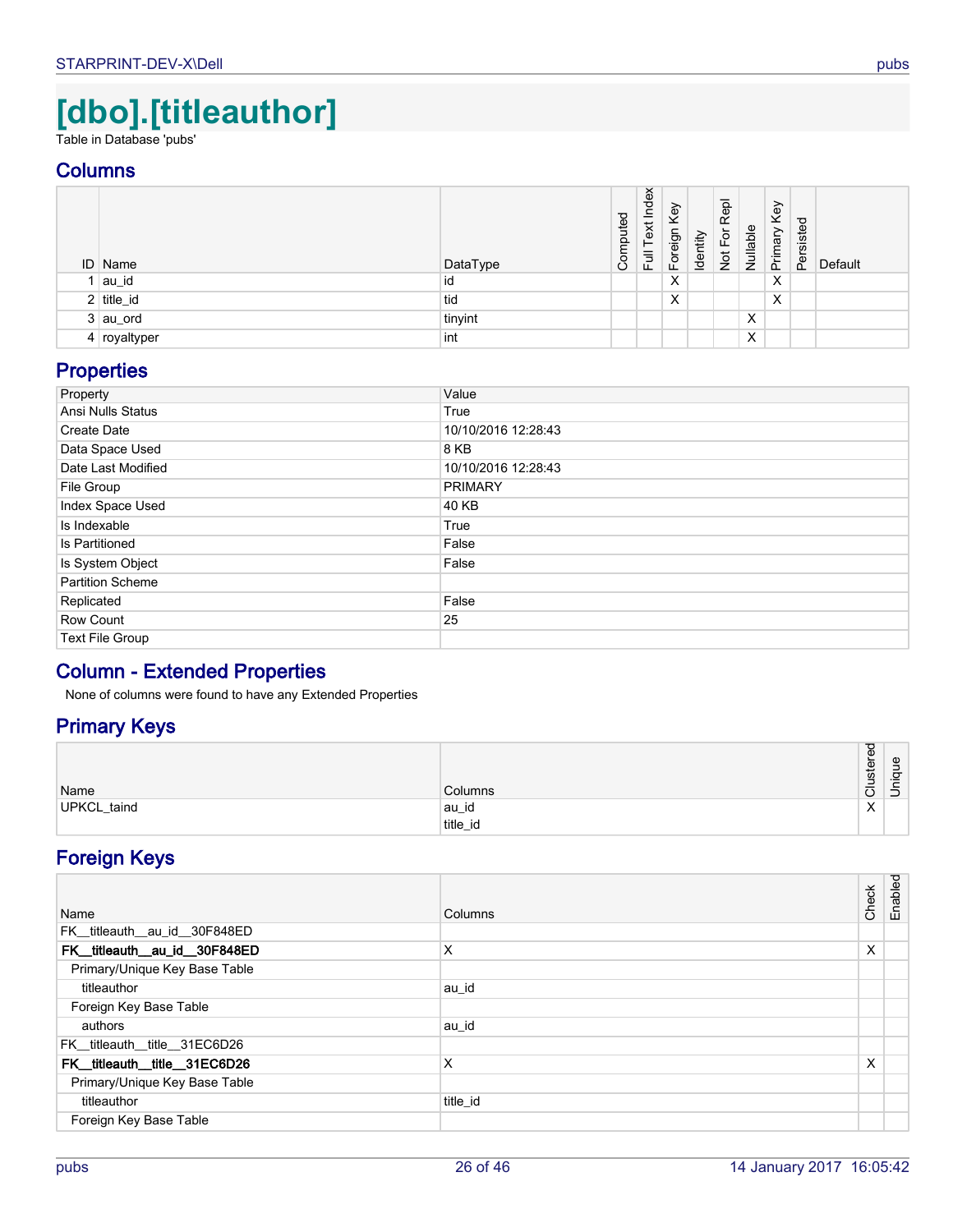# [dbo].[titleauthor]

Table in Database 'pubs'

## Columns

| ID | Name | DataType | Computed | Full Text Index | Foreign Key | Identity | Not For Repl | Nullable | Primary Key | Persisted | Default |
|---|---|---|---|---|---|---|---|---|---|---|---|
| 1 | au_id | id | | | X | | | | X | | |
| 2 | title_id | tid | | | X | | | | X | | |
| 3 | au_ord | tinyint | | | | | | X | | | |
| 4 | royaltyper | int | | | | | | X | | | |

## Properties

| Property | Value |
|---|---|
| Ansi Nulls Status | True |
| Create Date | 10/10/2016 12:28:43 |
| Data Space Used | 8 KB |
| Date Last Modified | 10/10/2016 12:28:43 |
| File Group | PRIMARY |
| Index Space Used | 40 KB |
| Is Indexable | True |
| Is Partitioned | False |
| Is System Object | False |
| Partition Scheme | |
| Replicated | False |
| Row Count | 25 |
| Text File Group | |

## Column - Extended Properties

None of columns were found to have any Extended Properties

## Primary Keys

| Name | Columns | Clustered | Unique |
|---|---|---|---|
| UPKCL_taind | au_id<br>title_id | X | |

## Foreign Keys

| Name | Columns | Check | Enabled |
|---|---|---|---|
| FK__titleauth__au_id__30F848ED | | | |
| **FK__titleauth__au_id__30F848ED** | X | X | |
| Primary/Unique Key Base Table | | | |
| titleauthor | au_id | | |
| Foreign Key Base Table | | | |
| authors | au_id | | |
| FK__titleauth__title__31EC6D26 | | | |
| **FK__titleauth__title__31EC6D26** | X | X | |
| Primary/Unique Key Base Table | | | |
| titleauthor | title_id | | |
| Foreign Key Base Table | | | |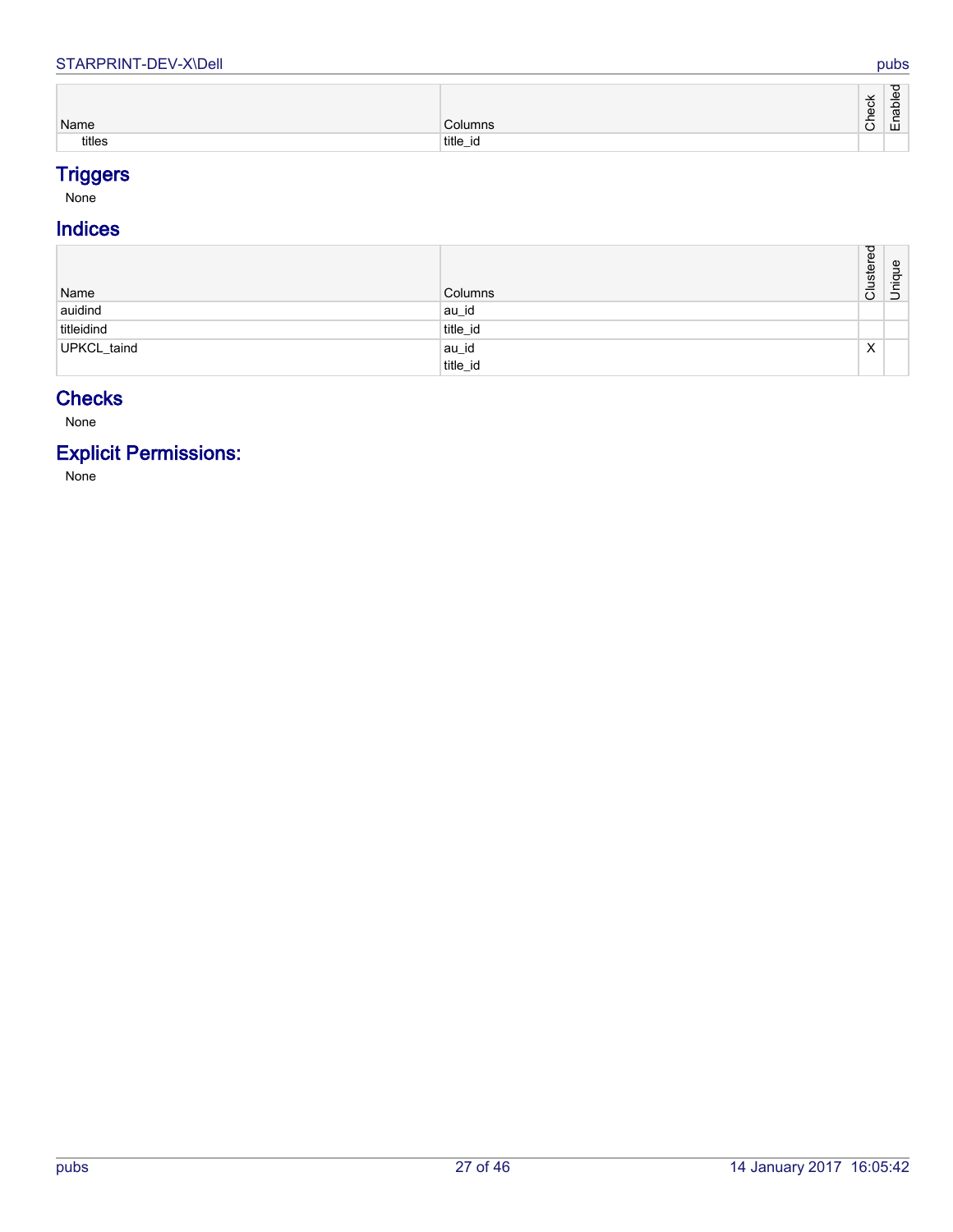| Name | Columns | Check | Enabled |
|---|---|---|---|
| titles | title_id | | |

## Triggers

None

## Indices

| Name | Columns | Clustered | Unique |
|---|---|---|---|
| auidind | au_id | | |
| titleidind | title_id | | |
| UPKCL_taind | au_id<br>title_id | X | |

## Checks

None

## Explicit Permissions:

None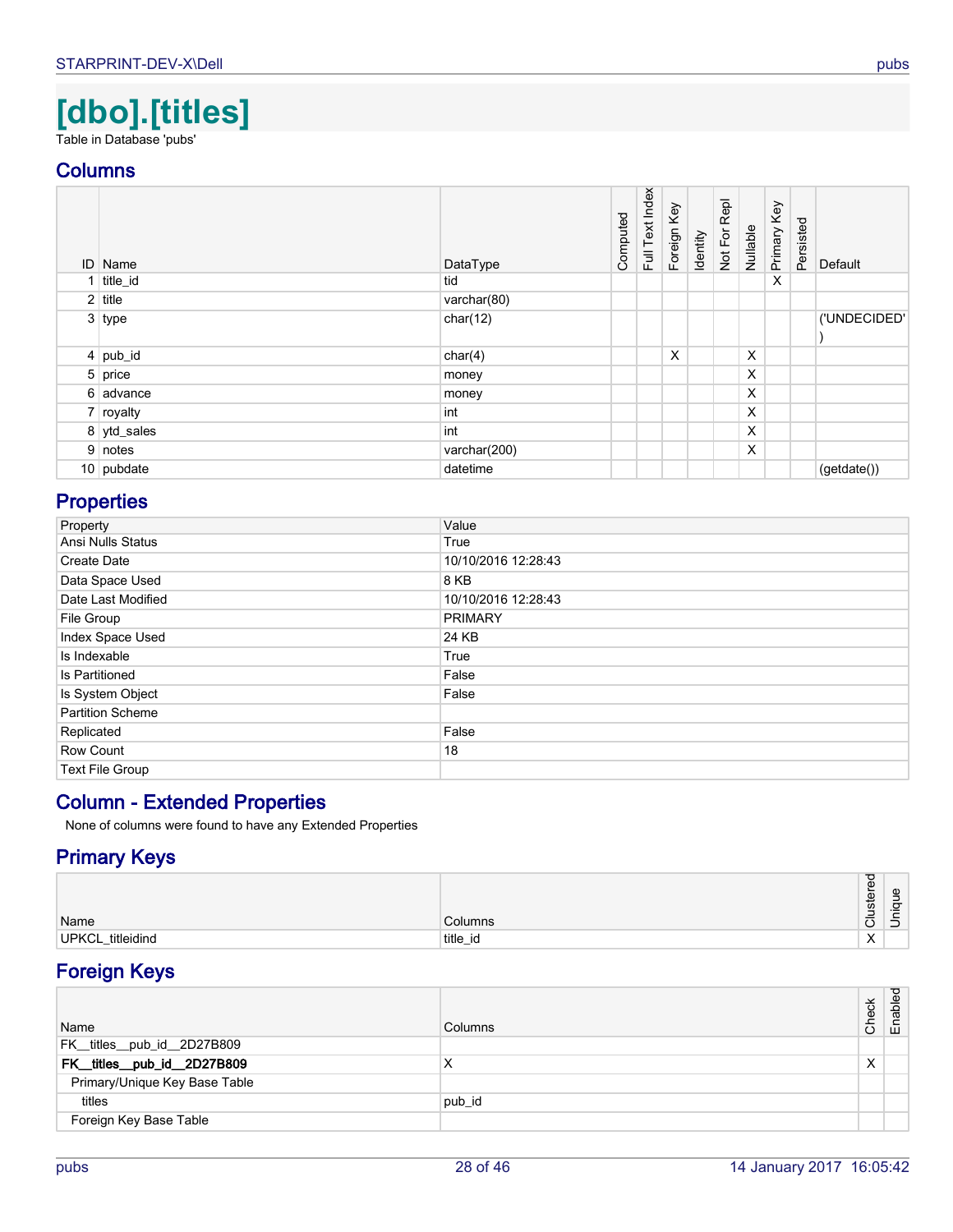# [dbo].[titles]

Table in Database 'pubs'

## Columns

| ID | Name | DataType | Computed | Full Text Index | Foreign Key | Identity | Not For Repl | Nullable | Primary Key | Persisted | Default |
|---|---|---|---|---|---|---|---|---|---|---|---|
| 1 | title_id | tid | | | | | | | X | | |
| 2 | title | varchar(80) | | | | | | | | | |
| 3 | type | char(12) | | | | | | | | | ('UNDECIDED') |
| 4 | pub_id | char(4) | | | X | | | X | | | |
| 5 | price | money | | | | | | X | | | |
| 6 | advance | money | | | | | | X | | | |
| 7 | royalty | int | | | | | | X | | | |
| 8 | ytd_sales | int | | | | | | X | | | |
| 9 | notes | varchar(200) | | | | | | X | | | |
| 10 | pubdate | datetime | | | | | | | | | (getdate()) |

## Properties

| Property | Value |
|---|---|
| Ansi Nulls Status | True |
| Create Date | 10/10/2016 12:28:43 |
| Data Space Used | 8 KB |
| Date Last Modified | 10/10/2016 12:28:43 |
| File Group | PRIMARY |
| Index Space Used | 24 KB |
| Is Indexable | True |
| Is Partitioned | False |
| Is System Object | False |
| Partition Scheme | |
| Replicated | False |
| Row Count | 18 |
| Text File Group | |

## Column - Extended Properties

None of columns were found to have any Extended Properties

## Primary Keys

| Name | Columns | Clustered | Unique |
|---|---|---|---|
| UPKCL_titleidind | title_id | X | |

## Foreign Keys

| Name | Columns | Check | Enabled |
|---|---|---|---|
| FK__titles__pub_id__2D27B809 | | | |
| **FK__titles__pub_id__2D27B809** | X | X | |
| Primary/Unique Key Base Table | | | |
| titles | pub_id | | |
| Foreign Key Base Table | | | |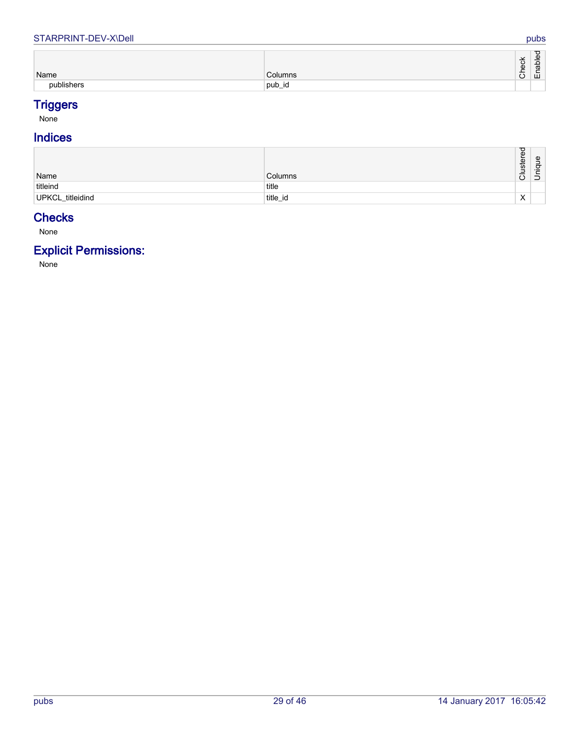| Name | Columns | Check | Enabled |
|---|---|---|---|
| publishers | pub_id | | |

## Triggers

None

## Indices

| Name | Columns | Clustered | Unique |
|---|---|---|---|
| titleind | title | | |
| UPKCL_titleidind | title_id | X | |

## Checks

None

## Explicit Permissions:

None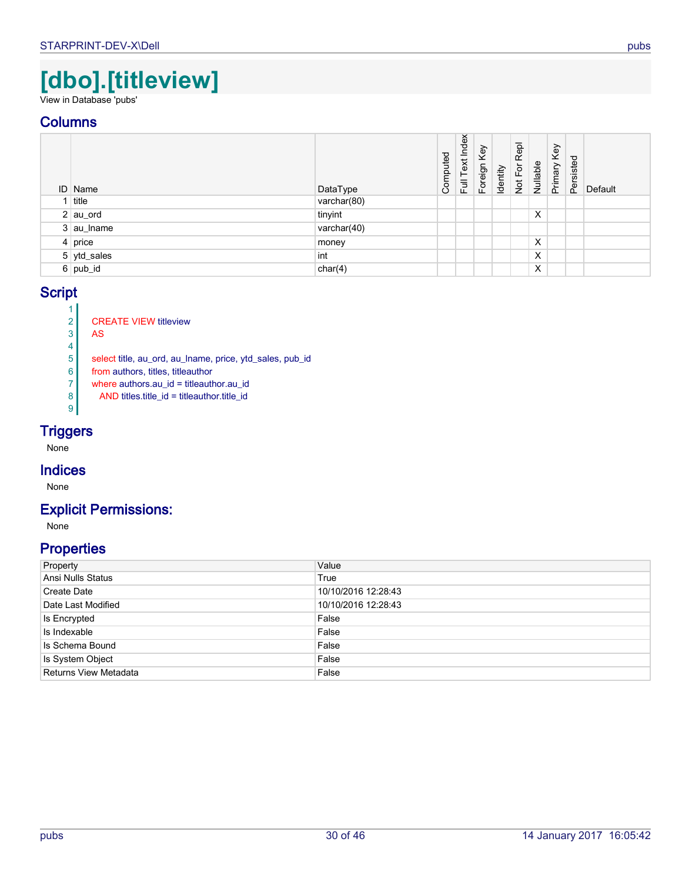# [dbo].[titleview]

View in Database 'pubs'

## Columns

| ID | Name | DataType | Computed | Full Text Index | Foreign Key | Identity | Not For Repl | Nullable | Primary Key | Persisted | Default |
|---|---|---|---|---|---|---|---|---|---|---|---|
| 1 | title | varchar(80) | | | | | | | | | |
| 2 | au_ord | tinyint | | | | | | X | | | |
| 3 | au_lname | varchar(40) | | | | | | | | | |
| 4 | price | money | | | | | | X | | | |
| 5 | ytd_sales | int | | | | | | X | | | |
| 6 | pub_id | char(4) | | | | | | X | | | |

## Script

```
1
2   CREATE VIEW titleview
3   AS
4
5   select title, au_ord, au_lname, price, ytd_sales, pub_id
6   from authors, titles, titleauthor
7   where authors.au_id = titleauthor.au_id
8     AND titles.title_id = titleauthor.title_id
9
```

## Triggers

None

## Indices

None

## Explicit Permissions:

None

## Properties

| Property | Value |
|---|---|
| Ansi Nulls Status | True |
| Create Date | 10/10/2016 12:28:43 |
| Date Last Modified | 10/10/2016 12:28:43 |
| Is Encrypted | False |
| Is Indexable | False |
| Is Schema Bound | False |
| Is System Object | False |
| Returns View Metadata | False |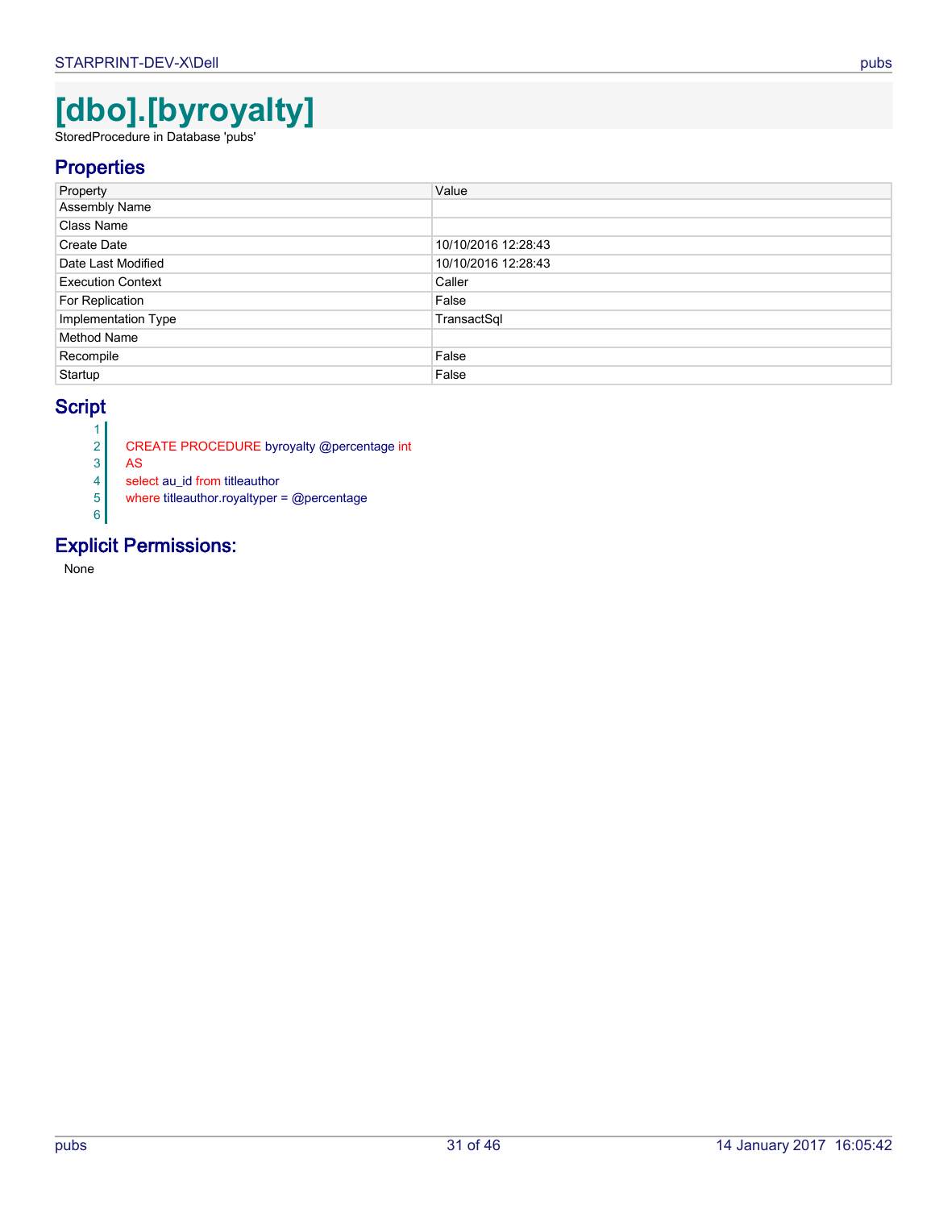# [dbo].[byroyalty]

StoredProcedure in Database 'pubs'

## Properties

| Property | Value |
|---|---|
| Assembly Name | |
| Class Name | |
| Create Date | 10/10/2016 12:28:43 |
| Date Last Modified | 10/10/2016 12:28:43 |
| Execution Context | Caller |
| For Replication | False |
| Implementation Type | TransactSql |
| Method Name | |
| Recompile | False |
| Startup | False |

## Script

```
1
2   CREATE PROCEDURE byroyalty @percentage int
3   AS
4   select au_id from titleauthor
5   where titleauthor.royaltyper = @percentage
6
```

## Explicit Permissions:

None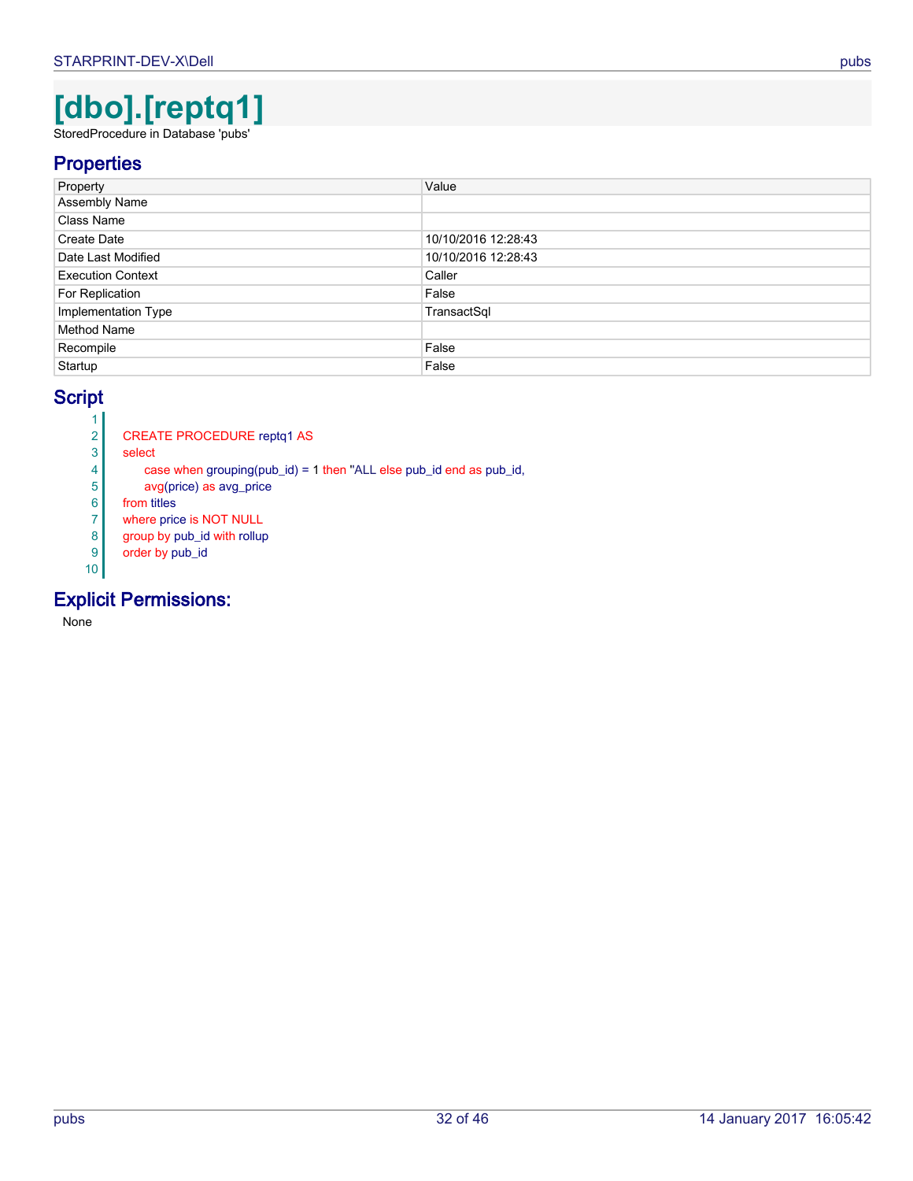# [dbo].[reptq1]

StoredProcedure in Database 'pubs'

## Properties

| Property | Value |
|---|---|
| Assembly Name | |
| Class Name | |
| Create Date | 10/10/2016 12:28:43 |
| Date Last Modified | 10/10/2016 12:28:43 |
| Execution Context | Caller |
| For Replication | False |
| Implementation Type | TransactSql |
| Method Name | |
| Recompile | False |
| Startup | False |

## Script

```

CREATE PROCEDURE reptq1 AS
select
	case when grouping(pub_id) = 1 then 'ALL' else pub_id end as pub_id,
	avg(price) as avg_price
from titles
where price is NOT NULL
group by pub_id with rollup
order by pub_id

```

## Explicit Permissions:

None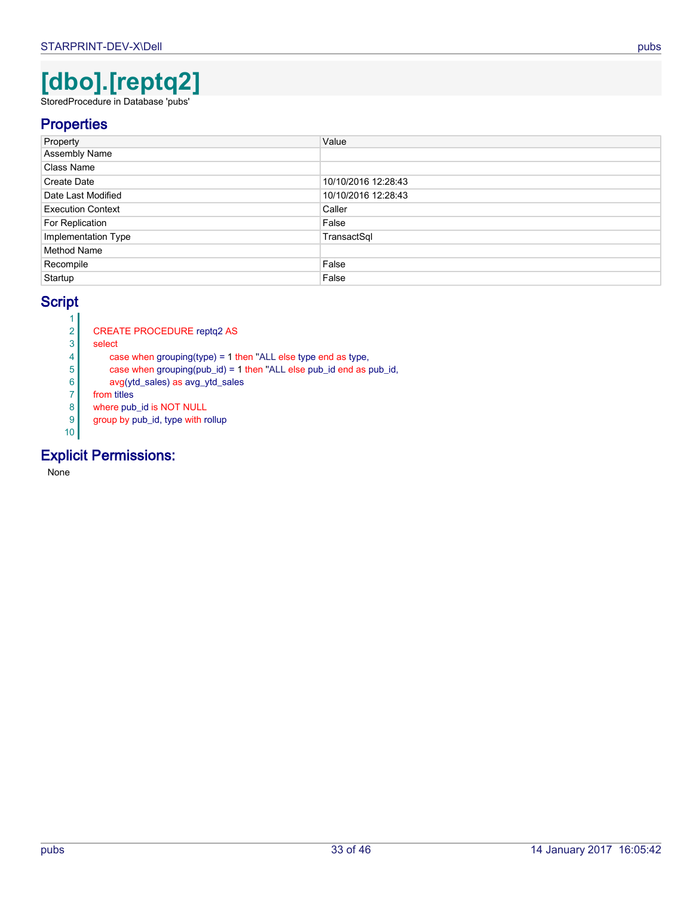# [dbo].[reptq2]

StoredProcedure in Database 'pubs'

## Properties

| Property | Value |
|---|---|
| Assembly Name | |
| Class Name | |
| Create Date | 10/10/2016 12:28:43 |
| Date Last Modified | 10/10/2016 12:28:43 |
| Execution Context | Caller |
| For Replication | False |
| Implementation Type | TransactSql |
| Method Name | |
| Recompile | False |
| Startup | False |

## Script

```
1
2   CREATE PROCEDURE reptq2 AS
3   select
4       case when grouping(type) = 1 then 'ALL' else type end as type,
5       case when grouping(pub_id) = 1 then 'ALL' else pub_id end as pub_id,
6       avg(ytd_sales) as avg_ytd_sales
7   from titles
8   where pub_id is NOT NULL
9   group by pub_id, type with rollup
10
```

## Explicit Permissions:

None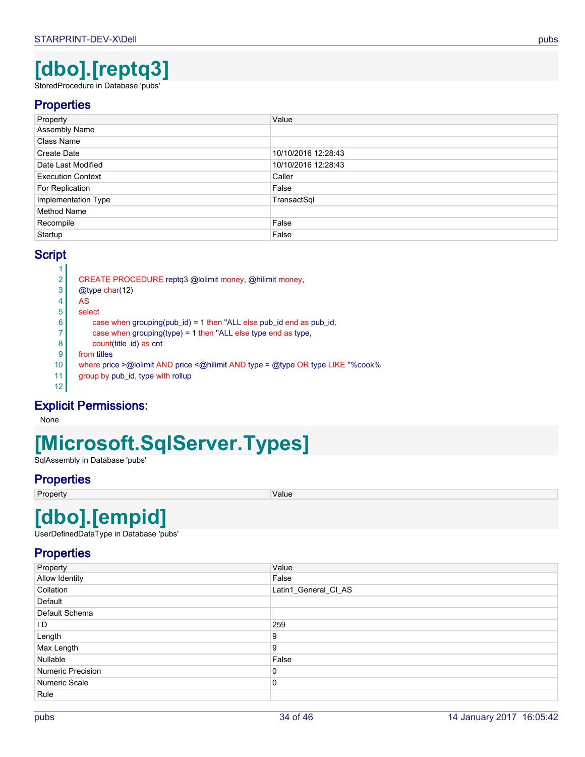# [dbo].[reptq3]

StoredProcedure in Database 'pubs'

## Properties

| Property | Value |
|---|---|
| Assembly Name | |
| Class Name | |
| Create Date | 10/10/2016 12:28:43 |
| Date Last Modified | 10/10/2016 12:28:43 |
| Execution Context | Caller |
| For Replication | False |
| Implementation Type | TransactSql |
| Method Name | |
| Recompile | False |
| Startup | False |

## Script

```
1
2   CREATE PROCEDURE reptq3 @lolimit money, @hilimit money,
3   @type char(12)
4   AS
5   select
6       case when grouping(pub_id) = 1 then 'ALL' else pub_id end as pub_id,
7       case when grouping(type) = 1 then 'ALL' else type end as type,
8       count(title_id) as cnt
9   from titles
10  where price >@lolimit AND price <@hilimit AND type = @type OR type LIKE '%cook%'
11  group by pub_id, type with rollup
12
```

## Explicit Permissions:

None

# [Microsoft.SqlServer.Types]

SqlAssembly in Database 'pubs'

## Properties

| Property | Value |
|---|---|

# [dbo].[empid]

UserDefinedDataType in Database 'pubs'

## Properties

| Property | Value |
|---|---|
| Allow Identity | False |
| Collation | Latin1_General_CI_AS |
| Default | |
| Default Schema | |
| I D | 259 |
| Length | 9 |
| Max Length | 9 |
| Nullable | False |
| Numeric Precision | 0 |
| Numeric Scale | 0 |
| Rule | |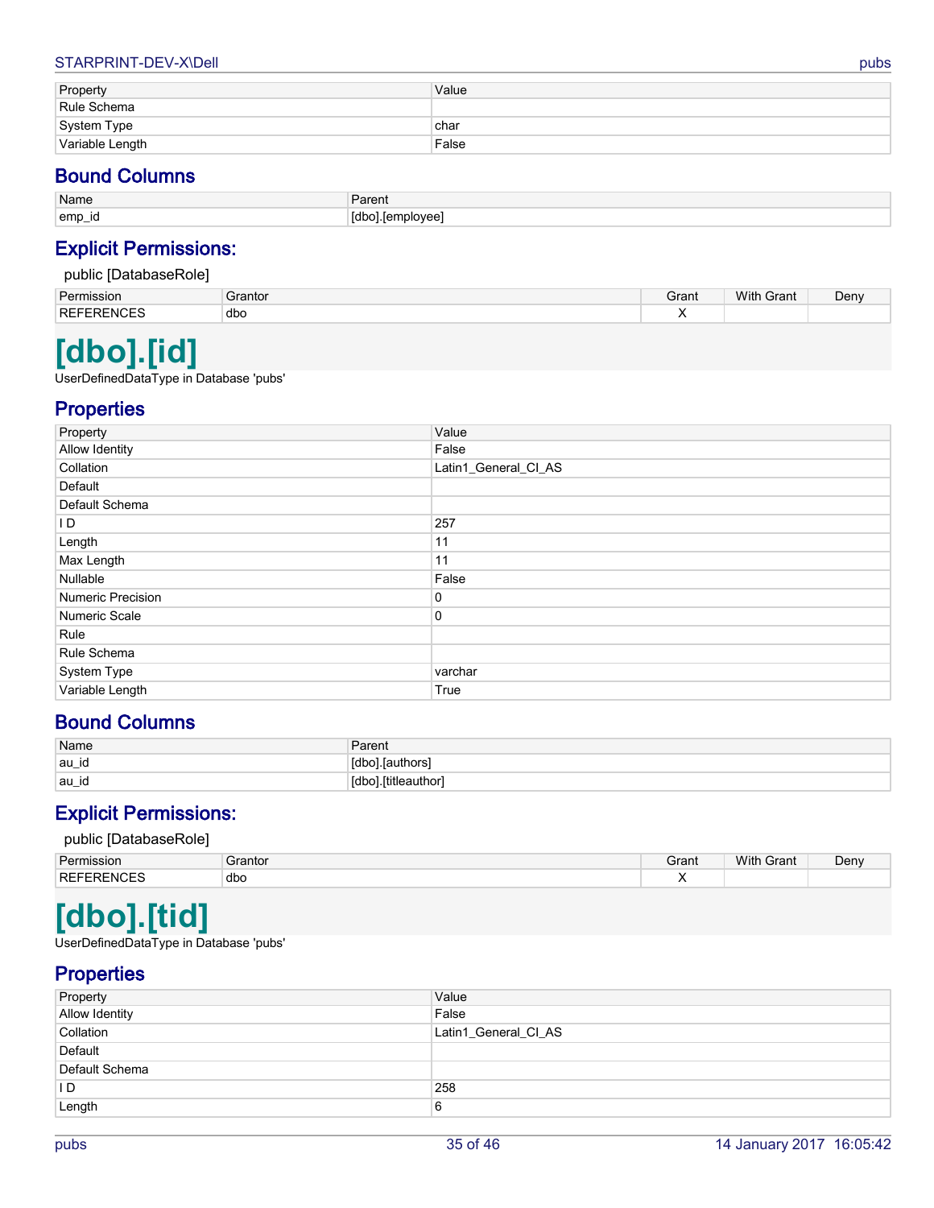| Property | Value |
| --- | --- |
| Rule Schema | |
| System Type | char |
| Variable Length | False |

## Bound Columns

| Name | Parent |
| --- | --- |
| emp_id | [dbo].[employee] |

## Explicit Permissions:

public [DatabaseRole]

| Permission | Grantor | Grant | With Grant | Deny |
| --- | --- | --- | --- | --- |
| REFERENCES | dbo | X | | |

# [dbo].[id]

UserDefinedDataType in Database 'pubs'

## Properties

| Property | Value |
| --- | --- |
| Allow Identity | False |
| Collation | Latin1_General_CI_AS |
| Default | |
| Default Schema | |
| I D | 257 |
| Length | 11 |
| Max Length | 11 |
| Nullable | False |
| Numeric Precision | 0 |
| Numeric Scale | 0 |
| Rule | |
| Rule Schema | |
| System Type | varchar |
| Variable Length | True |

## Bound Columns

| Name | Parent |
| --- | --- |
| au_id | [dbo].[authors] |
| au_id | [dbo].[titleauthor] |

## Explicit Permissions:

public [DatabaseRole]

| Permission | Grantor | Grant | With Grant | Deny |
| --- | --- | --- | --- | --- |
| REFERENCES | dbo | X | | |

# [dbo].[tid]

UserDefinedDataType in Database 'pubs'

## Properties

| Property | Value |
| --- | --- |
| Allow Identity | False |
| Collation | Latin1_General_CI_AS |
| Default | |
| Default Schema | |
| I D | 258 |
| Length | 6 |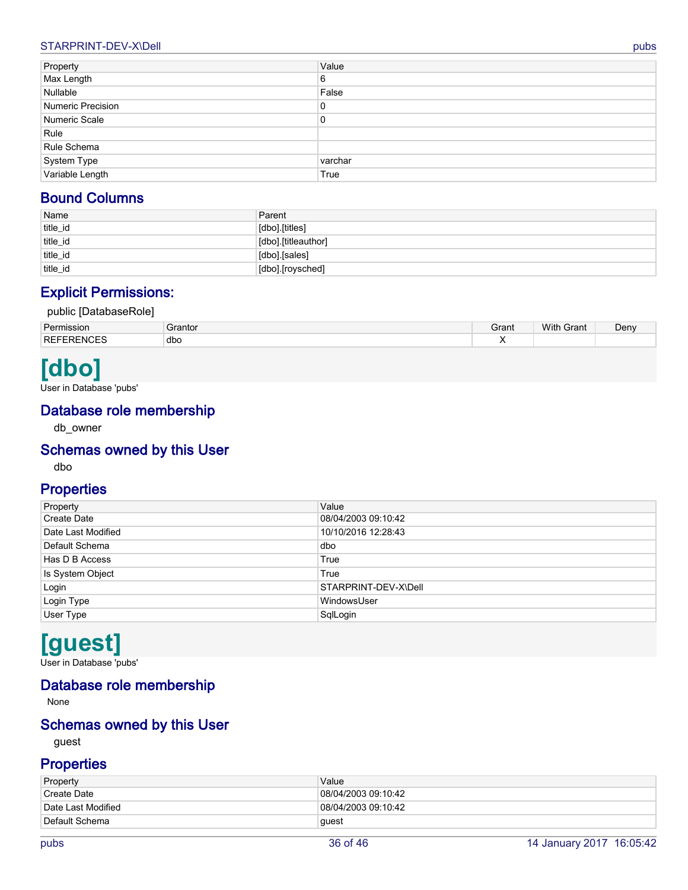| Property | Value |
| --- | --- |
| Max Length | 6 |
| Nullable | False |
| Numeric Precision | 0 |
| Numeric Scale | 0 |
| Rule | |
| Rule Schema | |
| System Type | varchar |
| Variable Length | True |

## Bound Columns

| Name | Parent |
| --- | --- |
| title_id | [dbo].[titles] |
| title_id | [dbo].[titleauthor] |
| title_id | [dbo].[sales] |
| title_id | [dbo].[roysched] |

## Explicit Permissions:

public [DatabaseRole]

| Permission | Grantor | Grant | With Grant | Deny |
| --- | --- | --- | --- | --- |
| REFERENCES | dbo | X | | |

# [dbo]

User in Database 'pubs'

## Database role membership

db_owner

## Schemas owned by this User

dbo

## Properties

| Property | Value |
| --- | --- |
| Create Date | 08/04/2003 09:10:42 |
| Date Last Modified | 10/10/2016 12:28:43 |
| Default Schema | dbo |
| Has D B Access | True |
| Is System Object | True |
| Login | STARPRINT-DEV-X\Dell |
| Login Type | WindowsUser |
| User Type | SqlLogin |

# [guest]

User in Database 'pubs'

## Database role membership

None

## Schemas owned by this User

guest

## Properties

| Property | Value |
| --- | --- |
| Create Date | 08/04/2003 09:10:42 |
| Date Last Modified | 08/04/2003 09:10:42 |
| Default Schema | guest |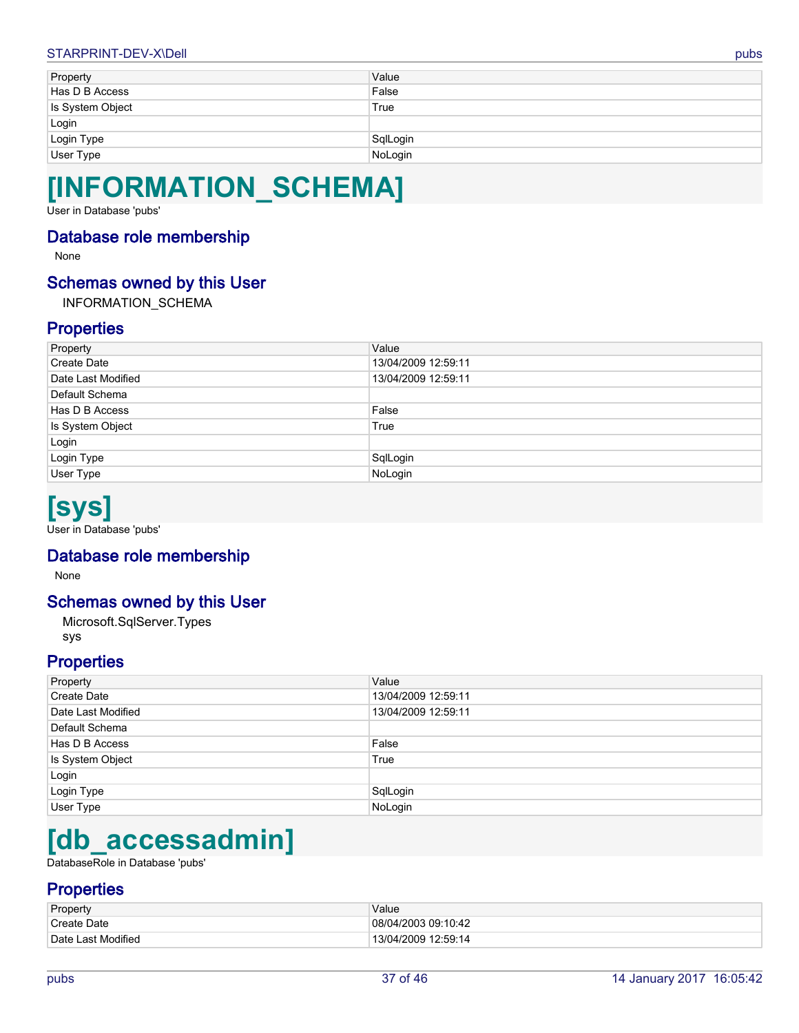| Property | Value |
|---|---|
| Has D B Access | False |
| Is System Object | True |
| Login | |
| Login Type | SqlLogin |
| User Type | NoLogin |

# [INFORMATION_SCHEMA]

User in Database 'pubs'

## Database role membership

None

## Schemas owned by this User

INFORMATION_SCHEMA

## Properties

| Property | Value |
|---|---|
| Create Date | 13/04/2009 12:59:11 |
| Date Last Modified | 13/04/2009 12:59:11 |
| Default Schema | |
| Has D B Access | False |
| Is System Object | True |
| Login | |
| Login Type | SqlLogin |
| User Type | NoLogin |

# [sys]

User in Database 'pubs'

## Database role membership

None

## Schemas owned by this User

Microsoft.SqlServer.Types
sys

## Properties

| Property | Value |
|---|---|
| Create Date | 13/04/2009 12:59:11 |
| Date Last Modified | 13/04/2009 12:59:11 |
| Default Schema | |
| Has D B Access | False |
| Is System Object | True |
| Login | |
| Login Type | SqlLogin |
| User Type | NoLogin |

# [db_accessadmin]

DatabaseRole in Database 'pubs'

## Properties

| Property | Value |
|---|---|
| Create Date | 08/04/2003 09:10:42 |
| Date Last Modified | 13/04/2009 12:59:14 |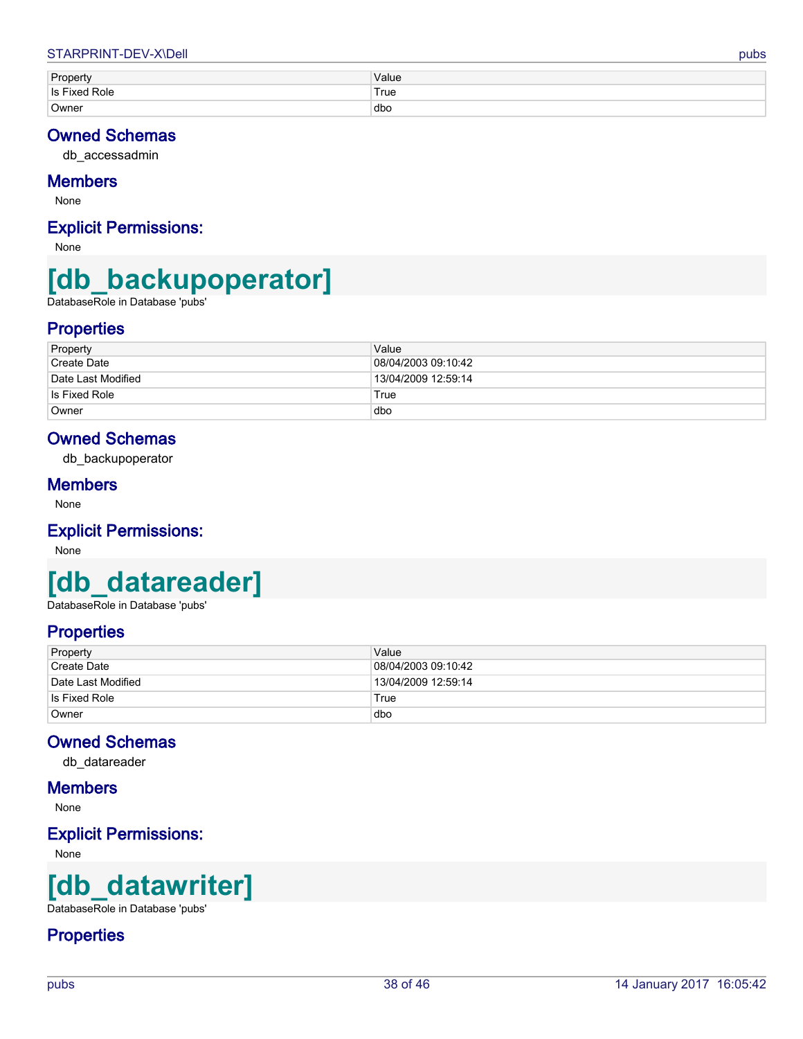| Property | Value |
| --- | --- |
| Is Fixed Role | True |
| Owner | dbo |

## Owned Schemas

db_accessadmin

## Members

None

## Explicit Permissions:

None

# [db_backupoperator]

DatabaseRole in Database 'pubs'

## Properties

| Property | Value |
| --- | --- |
| Create Date | 08/04/2003 09:10:42 |
| Date Last Modified | 13/04/2009 12:59:14 |
| Is Fixed Role | True |
| Owner | dbo |

## Owned Schemas

db_backupoperator

## Members

None

## Explicit Permissions:

None

# [db_datareader]

DatabaseRole in Database 'pubs'

## Properties

| Property | Value |
| --- | --- |
| Create Date | 08/04/2003 09:10:42 |
| Date Last Modified | 13/04/2009 12:59:14 |
| Is Fixed Role | True |
| Owner | dbo |

## Owned Schemas

db_datareader

## Members

None

## Explicit Permissions:

None

# [db_datawriter]

DatabaseRole in Database 'pubs'

## Properties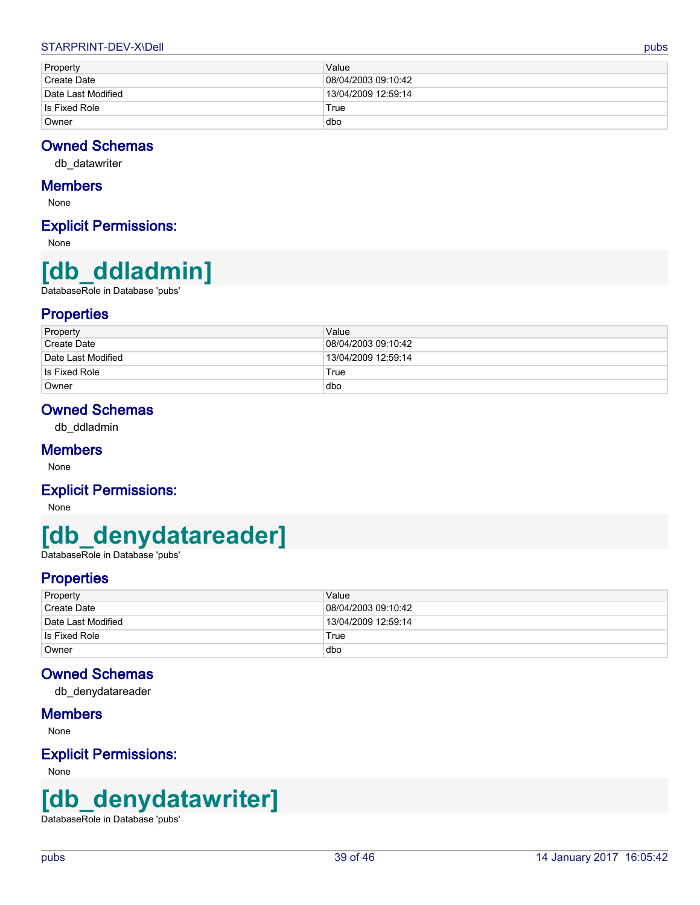| Property | Value |
|---|---|
| Create Date | 08/04/2003 09:10:42 |
| Date Last Modified | 13/04/2009 12:59:14 |
| Is Fixed Role | True |
| Owner | dbo |

## Owned Schemas

db_datawriter

## Members

None

## Explicit Permissions:

None

# [db_ddladmin]

DatabaseRole in Database 'pubs'

## Properties

| Property | Value |
|---|---|
| Create Date | 08/04/2003 09:10:42 |
| Date Last Modified | 13/04/2009 12:59:14 |
| Is Fixed Role | True |
| Owner | dbo |

## Owned Schemas

db_ddladmin

## Members

None

## Explicit Permissions:

None

# [db_denydatareader]

DatabaseRole in Database 'pubs'

## Properties

| Property | Value |
|---|---|
| Create Date | 08/04/2003 09:10:42 |
| Date Last Modified | 13/04/2009 12:59:14 |
| Is Fixed Role | True |
| Owner | dbo |

## Owned Schemas

db_denydatareader

## Members

None

## Explicit Permissions:

None

# [db_denydatawriter]

DatabaseRole in Database 'pubs'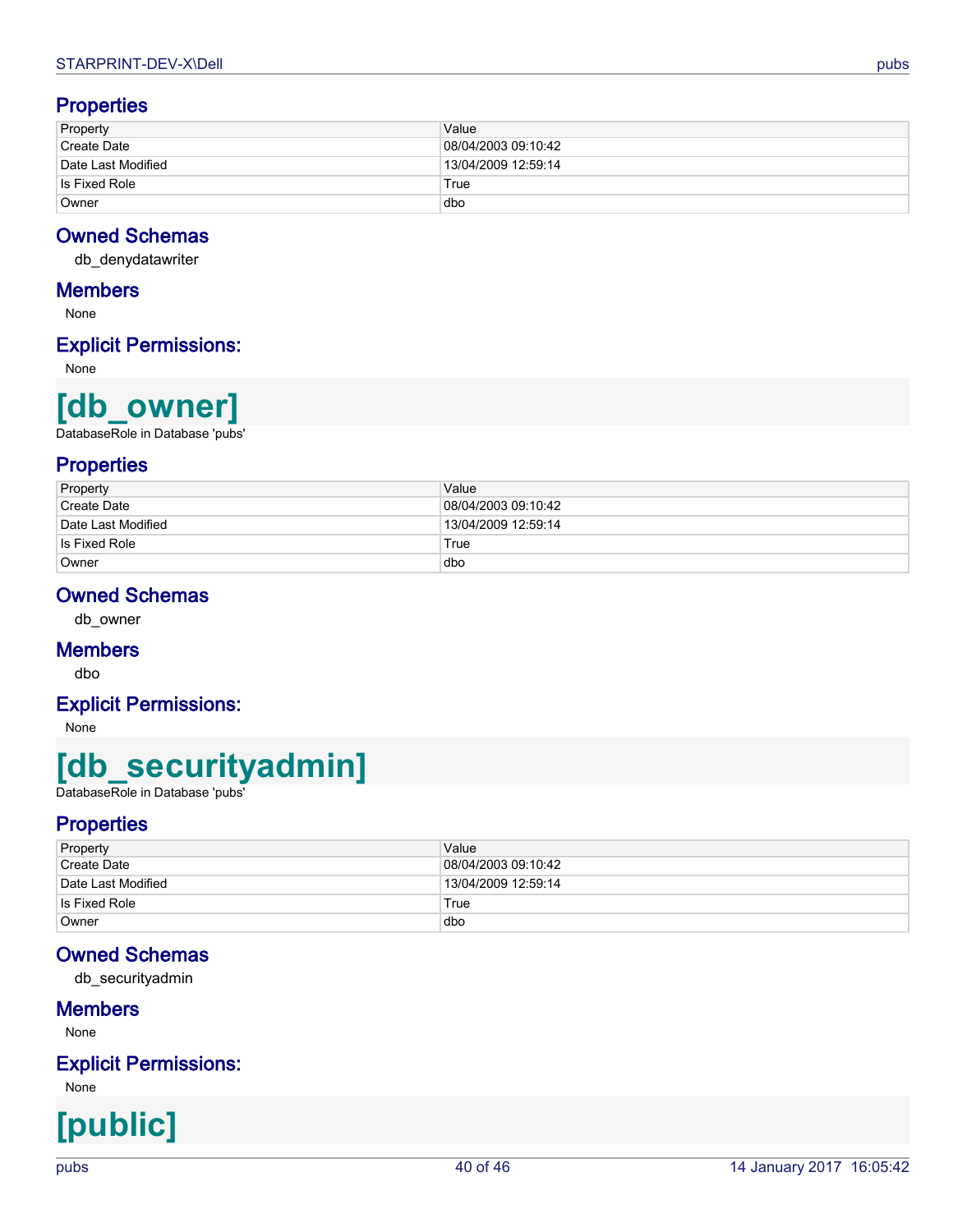## Properties

| Property | Value |
|---|---|
| Create Date | 08/04/2003 09:10:42 |
| Date Last Modified | 13/04/2009 12:59:14 |
| Is Fixed Role | True |
| Owner | dbo |

## Owned Schemas

db_denydatawriter

## Members

None

## Explicit Permissions:

None

# [db_owner]

DatabaseRole in Database 'pubs'

## Properties

| Property | Value |
|---|---|
| Create Date | 08/04/2003 09:10:42 |
| Date Last Modified | 13/04/2009 12:59:14 |
| Is Fixed Role | True |
| Owner | dbo |

## Owned Schemas

db_owner

## Members

dbo

## Explicit Permissions:

None

# [db_securityadmin]

DatabaseRole in Database 'pubs'

## Properties

| Property | Value |
|---|---|
| Create Date | 08/04/2003 09:10:42 |
| Date Last Modified | 13/04/2009 12:59:14 |
| Is Fixed Role | True |
| Owner | dbo |

## Owned Schemas

db_securityadmin

## Members

None

## Explicit Permissions:

None

# [public]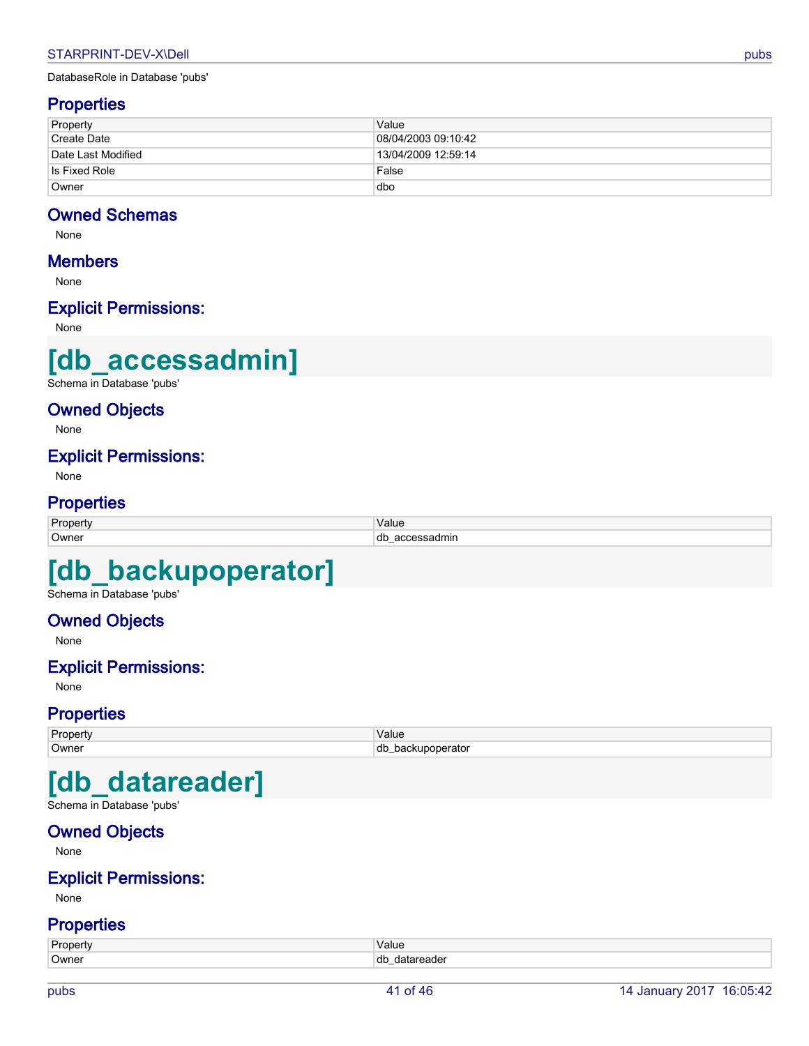DatabaseRole in Database 'pubs'

## Properties

| Property | Value |
|---|---|
| Create Date | 08/04/2003 09:10:42 |
| Date Last Modified | 13/04/2009 12:59:14 |
| Is Fixed Role | False |
| Owner | dbo |

## Owned Schemas

None

## Members

None

## Explicit Permissions:

None

# [db_accessadmin]

Schema in Database 'pubs'

## Owned Objects

None

## Explicit Permissions:

None

## Properties

| Property | Value |
|---|---|
| Owner | db_accessadmin |

# [db_backupoperator]

Schema in Database 'pubs'

## Owned Objects

None

## Explicit Permissions:

None

## Properties

| Property | Value |
|---|---|
| Owner | db_backupoperator |

# [db_datareader]

Schema in Database 'pubs'

## Owned Objects

None

## Explicit Permissions:

None

## Properties

| Property | Value |
|---|---|
| Owner | db_datareader |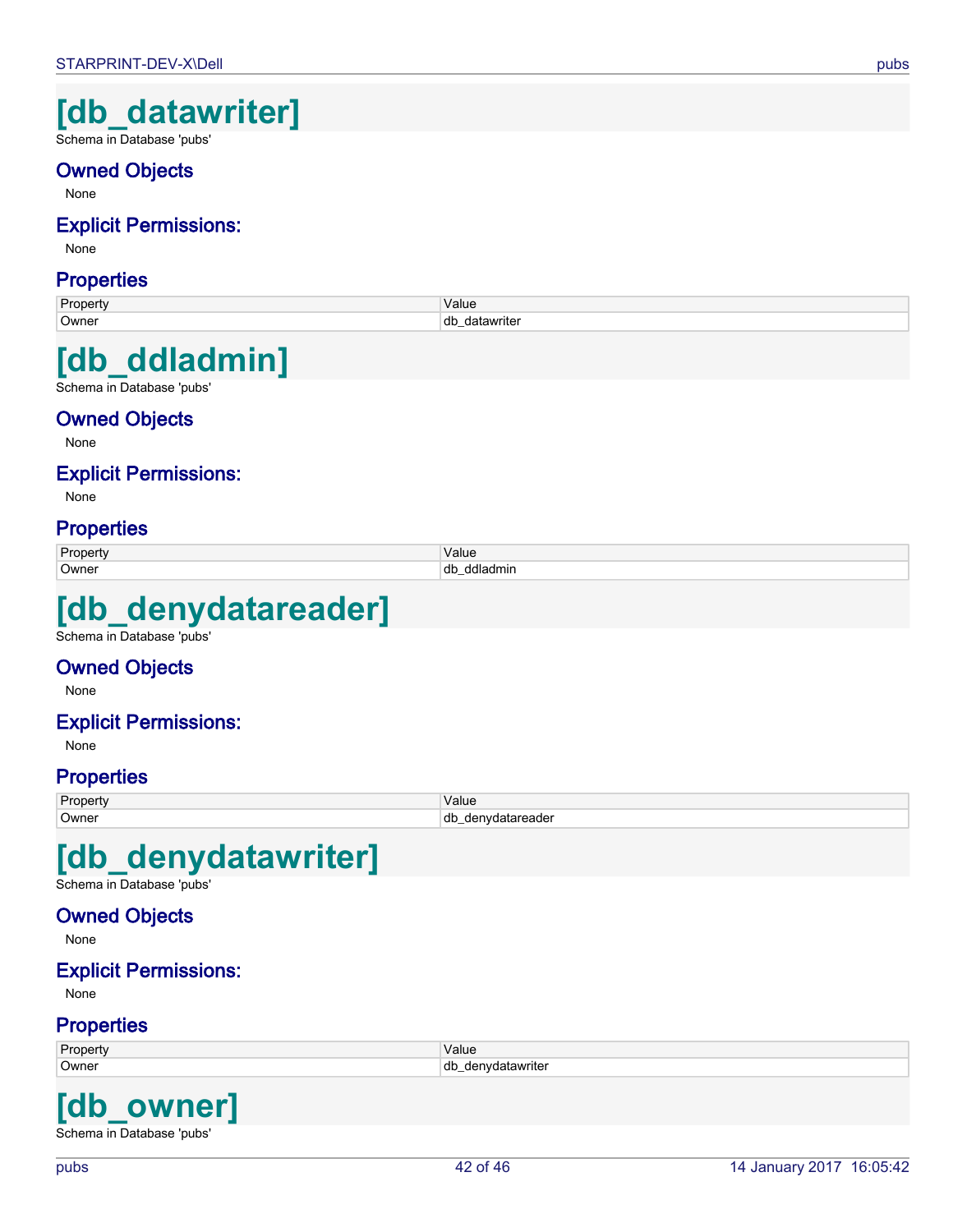# [db_datawriter]

Schema in Database 'pubs'

## Owned Objects

None

## Explicit Permissions:

None

## Properties

| Property | Value |
| --- | --- |
| Owner | db_datawriter |

# [db_ddladmin]

Schema in Database 'pubs'

## Owned Objects

None

## Explicit Permissions:

None

## Properties

| Property | Value |
| --- | --- |
| Owner | db_ddladmin |

# [db_denydatareader]

Schema in Database 'pubs'

## Owned Objects

None

## Explicit Permissions:

None

## Properties

| Property | Value |
| --- | --- |
| Owner | db_denydatareader |

# [db_denydatawriter]

Schema in Database 'pubs'

## Owned Objects

None

## Explicit Permissions:

None

## Properties

| Property | Value |
| --- | --- |
| Owner | db_denydatawriter |

# [db_owner]

Schema in Database 'pubs'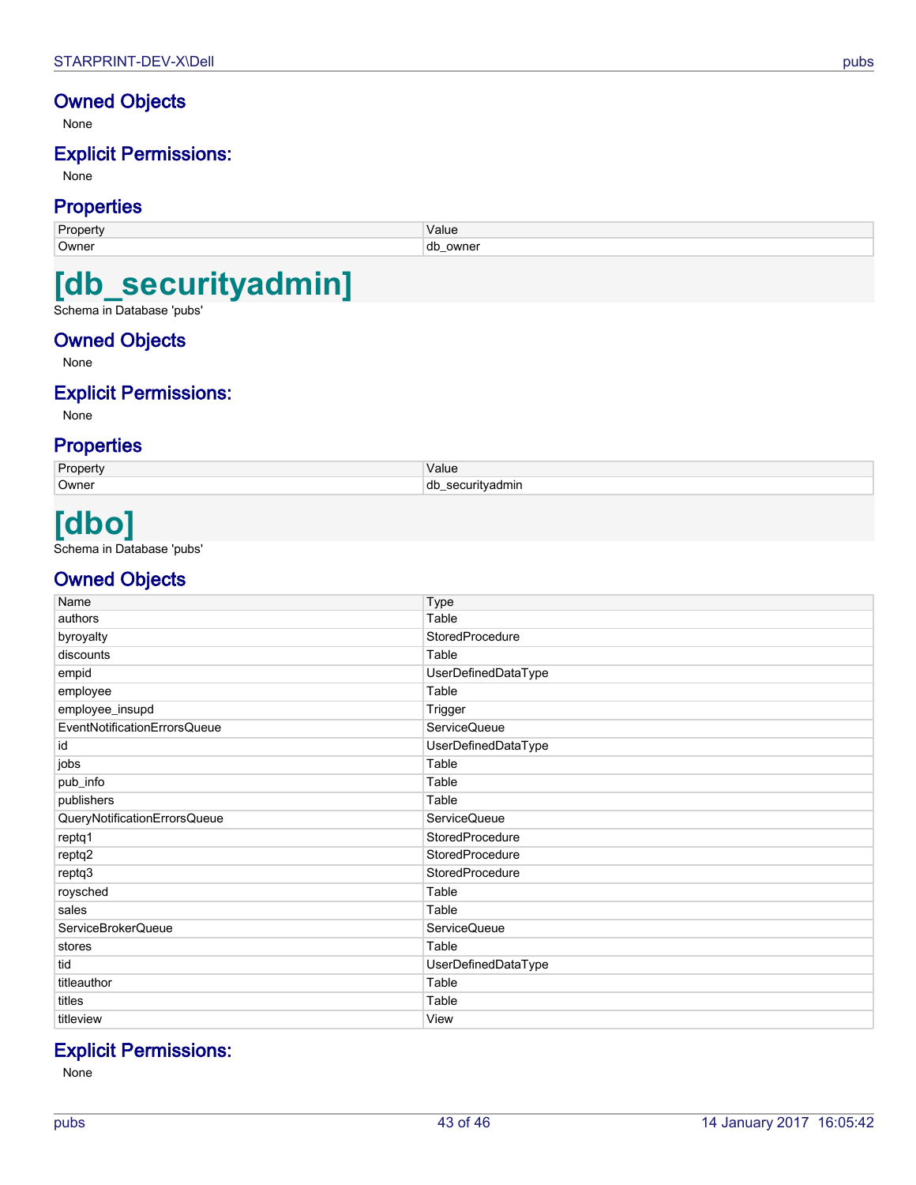## Owned Objects

None

## Explicit Permissions:

None

## Properties

| Property | Value |
|---|---|
| Owner | db_owner |

# [db_securityadmin]

Schema in Database 'pubs'

## Owned Objects

None

## Explicit Permissions:

None

## Properties

| Property | Value |
|---|---|
| Owner | db_securityadmin |

# [dbo]

Schema in Database 'pubs'

## Owned Objects

| Name | Type |
|---|---|
| authors | Table |
| byroyalty | StoredProcedure |
| discounts | Table |
| empid | UserDefinedDataType |
| employee | Table |
| employee_insupd | Trigger |
| EventNotificationErrorsQueue | ServiceQueue |
| id | UserDefinedDataType |
| jobs | Table |
| pub_info | Table |
| publishers | Table |
| QueryNotificationErrorsQueue | ServiceQueue |
| reptq1 | StoredProcedure |
| reptq2 | StoredProcedure |
| reptq3 | StoredProcedure |
| roysched | Table |
| sales | Table |
| ServiceBrokerQueue | ServiceQueue |
| stores | Table |
| tid | UserDefinedDataType |
| titleauthor | Table |
| titles | Table |
| titleview | View |

## Explicit Permissions:

None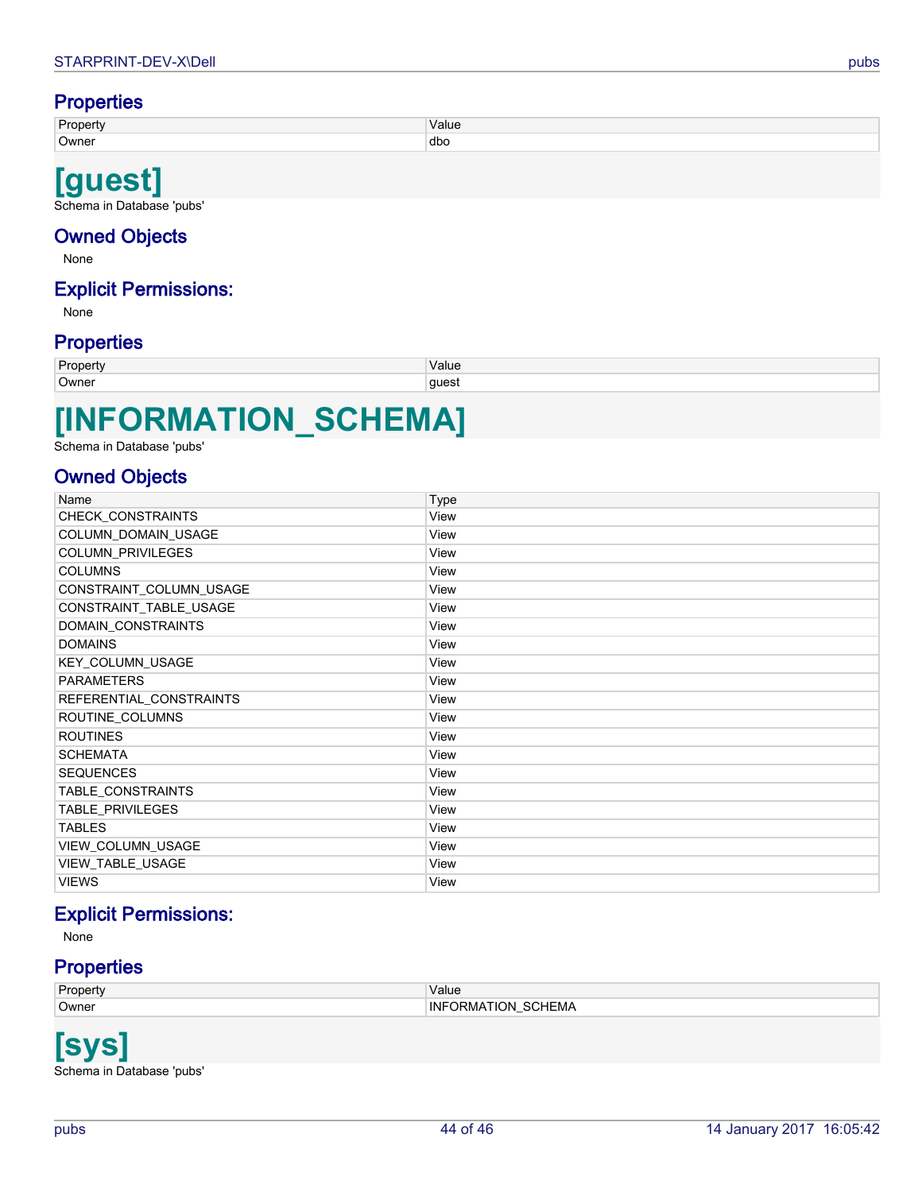## Properties

| Property | Value |
| --- | --- |
| Owner | dbo |

# [guest]

Schema in Database 'pubs'

## Owned Objects

None

## Explicit Permissions:

None

## Properties

| Property | Value |
| --- | --- |
| Owner | guest |

# [INFORMATION_SCHEMA]

Schema in Database 'pubs'

## Owned Objects

| Name | Type |
| --- | --- |
| CHECK_CONSTRAINTS | View |
| COLUMN_DOMAIN_USAGE | View |
| COLUMN_PRIVILEGES | View |
| COLUMNS | View |
| CONSTRAINT_COLUMN_USAGE | View |
| CONSTRAINT_TABLE_USAGE | View |
| DOMAIN_CONSTRAINTS | View |
| DOMAINS | View |
| KEY_COLUMN_USAGE | View |
| PARAMETERS | View |
| REFERENTIAL_CONSTRAINTS | View |
| ROUTINE_COLUMNS | View |
| ROUTINES | View |
| SCHEMATA | View |
| SEQUENCES | View |
| TABLE_CONSTRAINTS | View |
| TABLE_PRIVILEGES | View |
| TABLES | View |
| VIEW_COLUMN_USAGE | View |
| VIEW_TABLE_USAGE | View |
| VIEWS | View |

## Explicit Permissions:

None

## Properties

| Property | Value |
| --- | --- |
| Owner | INFORMATION_SCHEMA |

# [sys]

Schema in Database 'pubs'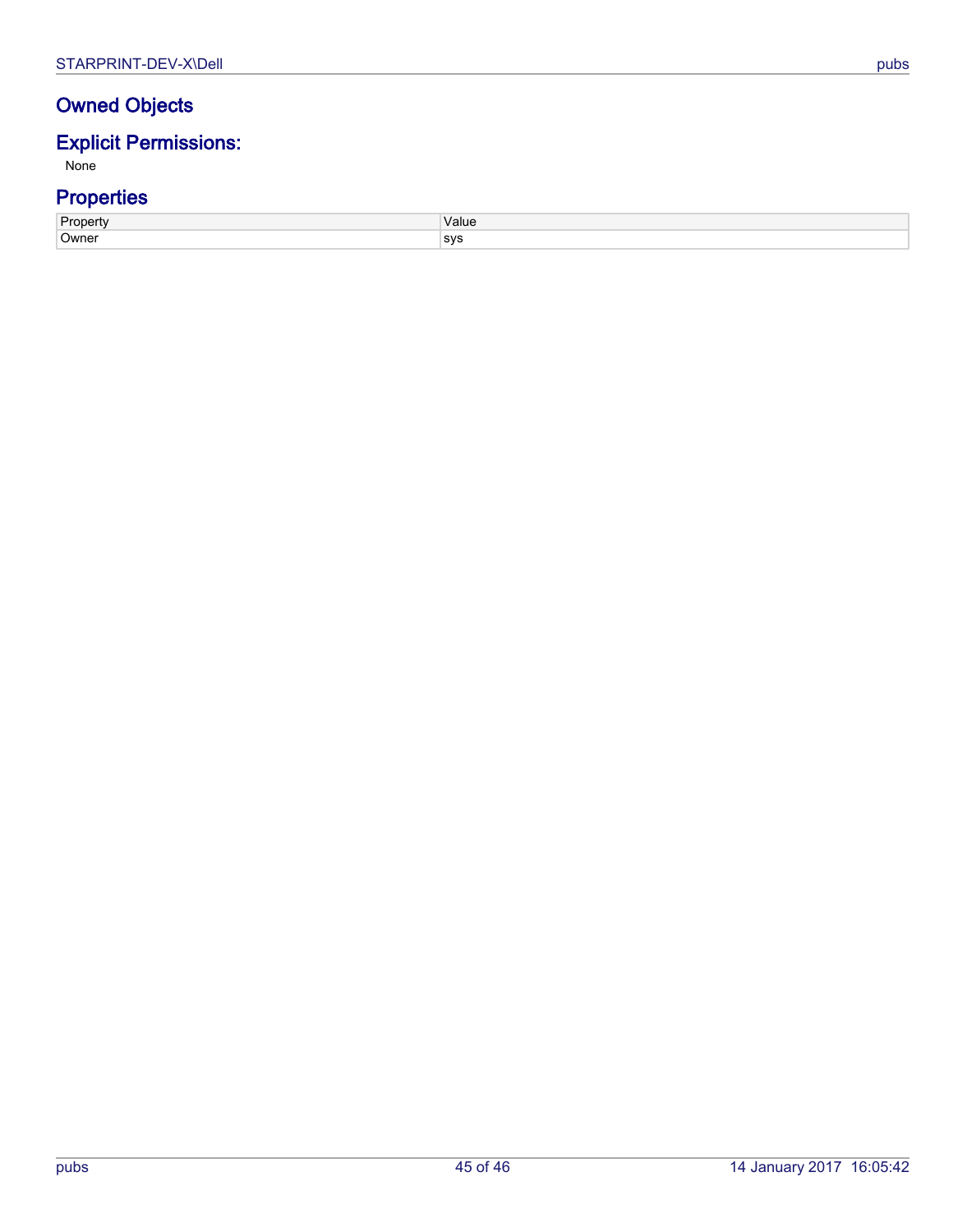## Owned Objects

## Explicit Permissions:

None

## Properties

| Property | Value |
| --- | --- |
| Owner | sys |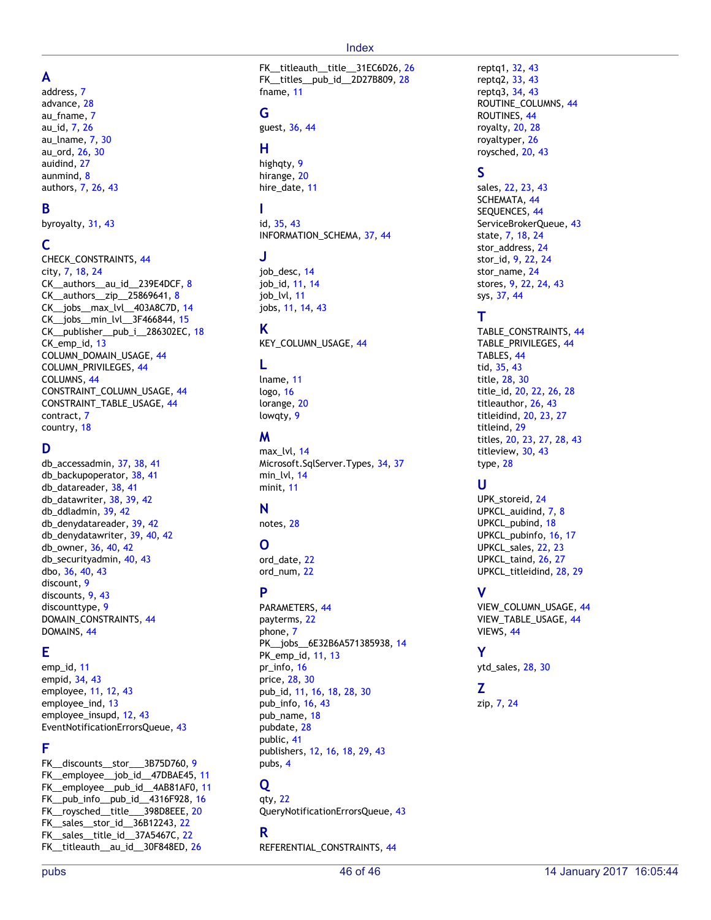# Index

## A

address, 7
advance, 28
au_fname, 7
au_id, 7, 26
au_lname, 7, 30
au_ord, 26, 30
auidind, 27
aunmind, 8
authors, 7, 26, 43

## B

byroyalty, 31, 43

## C

CHECK_CONSTRAINTS, 44
city, 7, 18, 24
CK__authors__au_id__239E4DCF, 8
CK__authors__zip__25869641, 8
CK__jobs__max_lvl__403A8C7D, 14
CK__jobs__min_lvl__3F466844, 15
CK__publisher__pub_i__286302EC, 18
CK_emp_id, 13
COLUMN_DOMAIN_USAGE, 44
COLUMN_PRIVILEGES, 44
COLUMNS, 44
CONSTRAINT_COLUMN_USAGE, 44
CONSTRAINT_TABLE_USAGE, 44
contract, 7
country, 18

## D

db_accessadmin, 37, 38, 41
db_backupoperator, 38, 41
db_datareader, 38, 41
db_datawriter, 38, 39, 42
db_ddladmin, 39, 42
db_denydatareader, 39, 42
db_denydatawriter, 39, 40, 42
db_owner, 36, 40, 42
db_securityadmin, 40, 43
dbo, 36, 40, 43
discount, 9
discounts, 9, 43
discounttype, 9
DOMAIN_CONSTRAINTS, 44
DOMAINS, 44

## E

emp_id, 11
empid, 34, 43
employee, 11, 12, 43
employee_ind, 13
employee_insupd, 12, 43
EventNotificationErrorsQueue, 43

## F

FK__discounts__stor___3B75D760, 9
FK__employee__job_id__47DBAE45, 11
FK__employee__pub_id__4AB81AF0, 11
FK__pub_info__pub_id__4316F928, 16
FK__roysched__title___398D8EEE, 20
FK__sales__stor_id__36B12243, 22
FK__sales__title_id__37A5467C, 22
FK__titleauth__au_id__30F848ED, 26
FK__titleauth__title__31EC6D26, 26
FK__titles__pub_id__2D27B809, 28
fname, 11

## G

guest, 36, 44

## H

highqty, 9
hirange, 20
hire_date, 11

## I

id, 35, 43
INFORMATION_SCHEMA, 37, 44

## J

job_desc, 14
job_id, 11, 14
job_lvl, 11
jobs, 11, 14, 43

## K

KEY_COLUMN_USAGE, 44

## L

lname, 11
logo, 16
lorange, 20
lowqty, 9

## M

max_lvl, 14
Microsoft.SqlServer.Types, 34, 37
min_lvl, 14
minit, 11

## N

notes, 28

## O

ord_date, 22
ord_num, 22

## P

PARAMETERS, 44
payterms, 22
phone, 7
PK__jobs__6E32B6A571385938, 14
PK_emp_id, 11, 13
pr_info, 16
price, 28, 30
pub_id, 11, 16, 18, 28, 30
pub_info, 16, 43
pub_name, 18
pubdate, 28
public, 41
publishers, 12, 16, 18, 29, 43
pubs, 4

## Q

qty, 22
QueryNotificationErrorsQueue, 43

## R

REFERENTIAL_CONSTRAINTS, 44
reptq1, 32, 43
reptq2, 33, 43
reptq3, 34, 43
ROUTINE_COLUMNS, 44
ROUTINES, 44
royalty, 20, 28
royaltyper, 26
roysched, 20, 43

## S

sales, 22, 23, 43
SCHEMATA, 44
SEQUENCES, 44
ServiceBrokerQueue, 43
state, 7, 18, 24
stor_address, 24
stor_id, 9, 22, 24
stor_name, 24
stores, 9, 22, 24, 43
sys, 37, 44

## T

TABLE_CONSTRAINTS, 44
TABLE_PRIVILEGES, 44
TABLES, 44
tid, 35, 43
title, 28, 30
title_id, 20, 22, 26, 28
titleauthor, 26, 43
titleidind, 20, 23, 27
titleind, 29
titles, 20, 23, 27, 28, 43
titleview, 30, 43
type, 28

## U

UPK_storeid, 24
UPKCL_auidind, 7, 8
UPKCL_pubind, 18
UPKCL_pubinfo, 16, 17
UPKCL_sales, 22, 23
UPKCL_taind, 26, 27
UPKCL_titleidind, 28, 29

## V

VIEW_COLUMN_USAGE, 44
VIEW_TABLE_USAGE, 44
VIEWS, 44

## Y

ytd_sales, 28, 30

## Z

zip, 7, 24